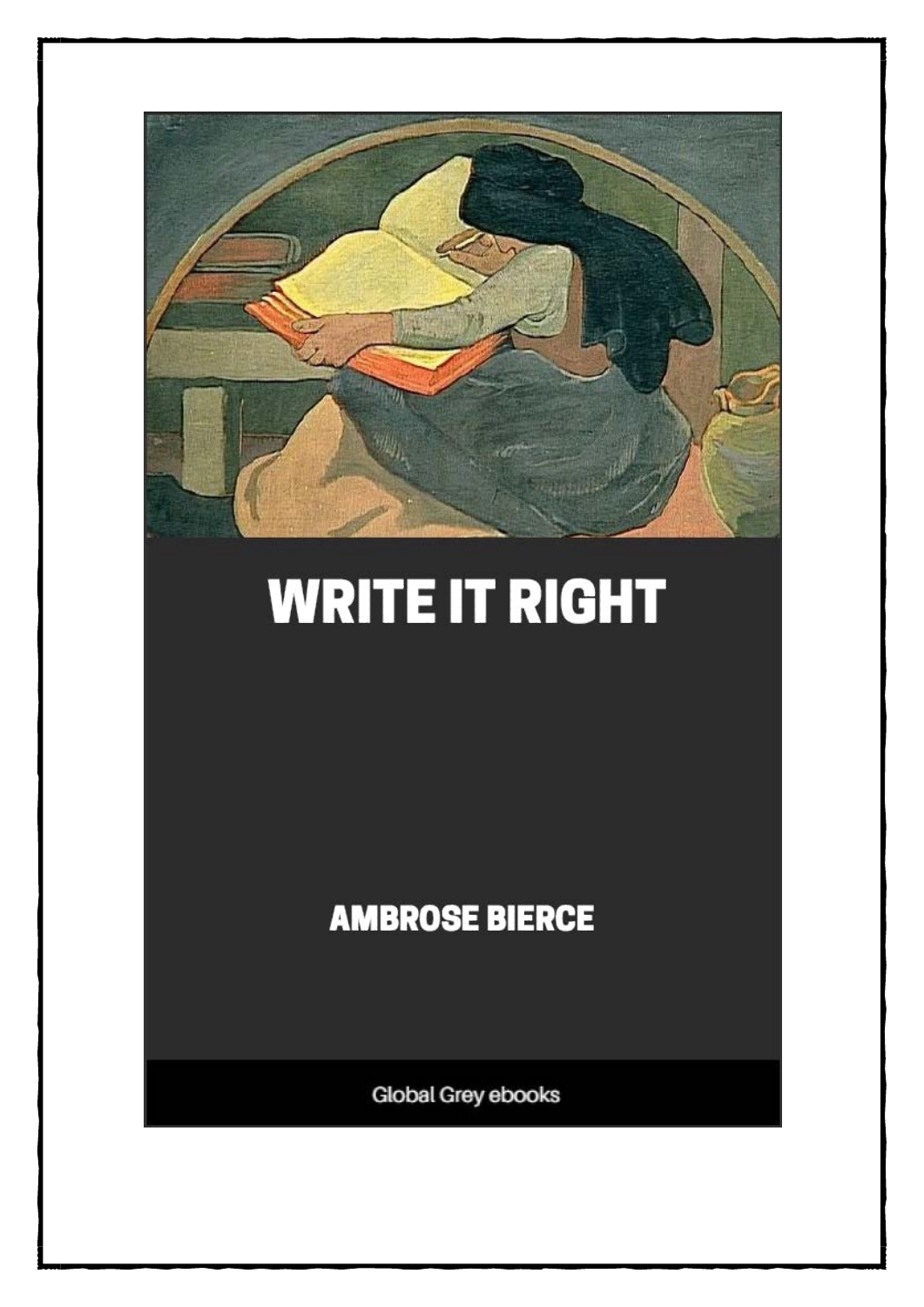# WRITE IT RIGHT

AMBROSE BIERCE

Global Grey ebooks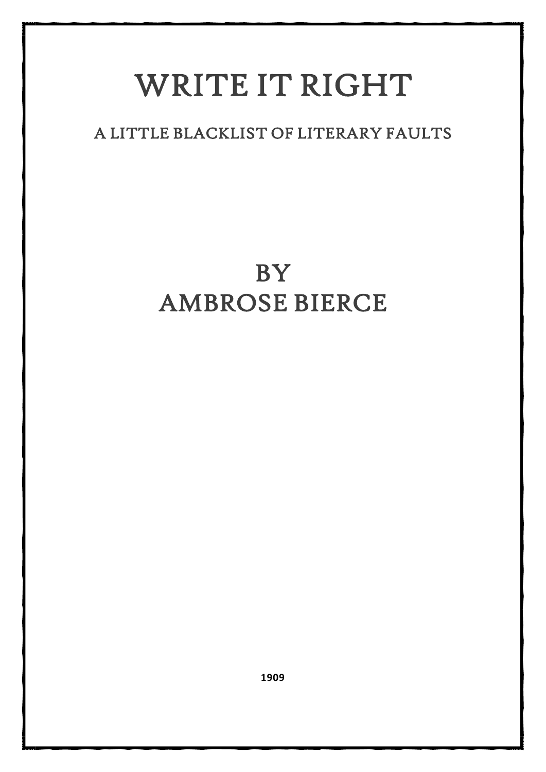# WRITE IT RIGHT

## A LITTLE BLACKLIST OF LITERARY FAULTS

## BY
## AMBROSE BIERCE

**1909**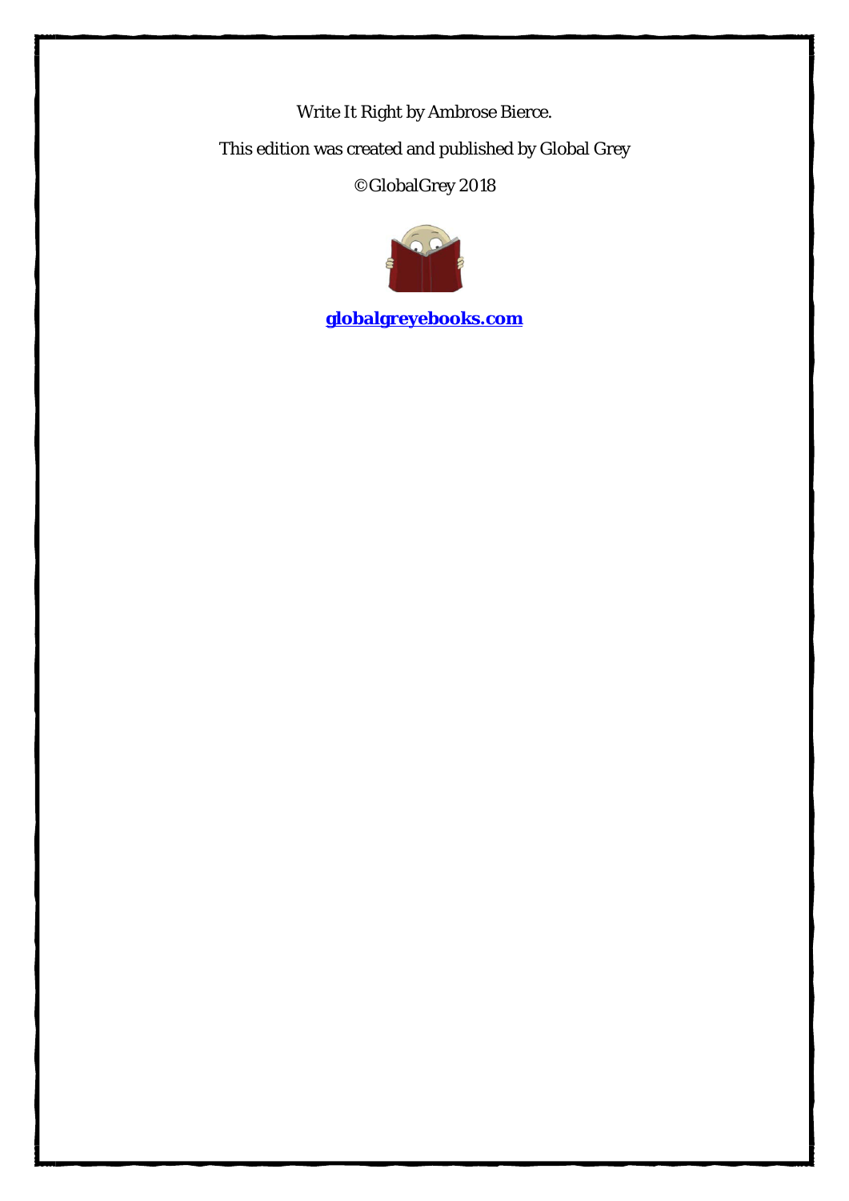Write It Right by Ambrose Bierce.

This edition was created and published by Global Grey

©GlobalGrey 2018

**[globalgreyebooks.com](https://www.globalgreyebooks.com)**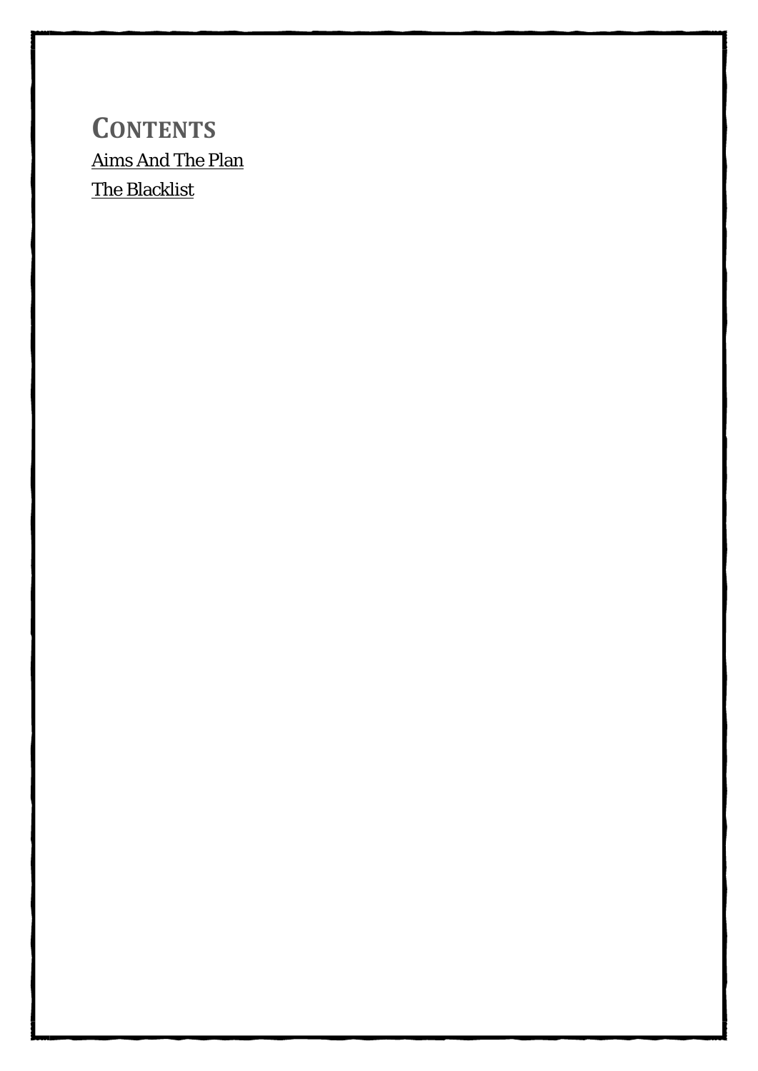# CONTENTS

Aims And The Plan

The Blacklist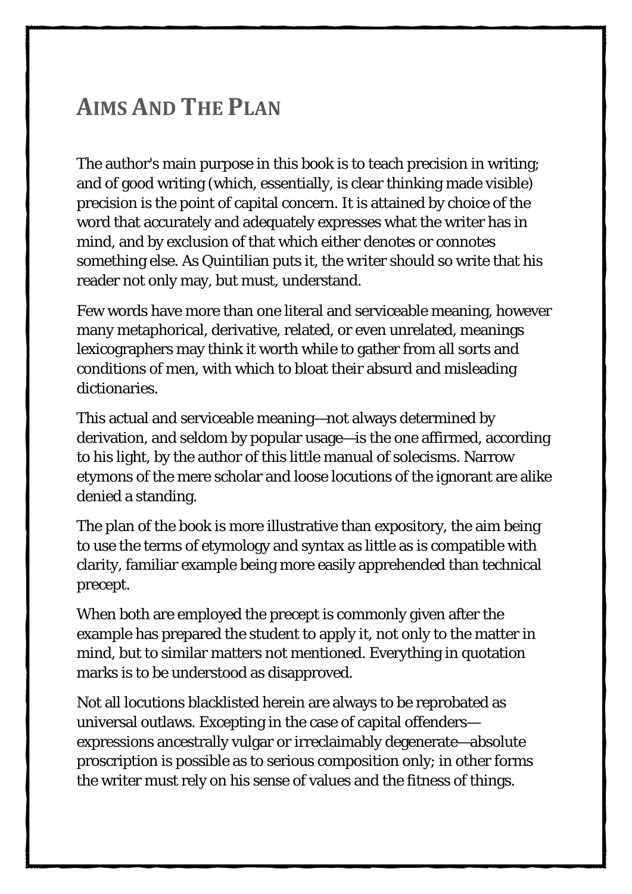# AIMS AND THE PLAN

The author's main purpose in this book is to teach precision in writing; and of good writing (which, essentially, is clear thinking made visible) precision is the point of capital concern. It is attained by choice of the word that accurately and adequately expresses what the writer has in mind, and by exclusion of that which either denotes or connotes something else. As Quintilian puts it, the writer should so write that his reader not only may, but must, understand.

Few words have more than one literal and serviceable meaning, however many metaphorical, derivative, related, or even unrelated, meanings lexicographers may think it worth while to gather from all sorts and conditions of men, with which to bloat their absurd and misleading dictionaries.

This actual and serviceable meaning—not always determined by derivation, and seldom by popular usage—is the one affirmed, according to his light, by the author of this little manual of solecisms. Narrow etymons of the mere scholar and loose locutions of the ignorant are alike denied a standing.

The plan of the book is more illustrative than expository, the aim being to use the terms of etymology and syntax as little as is compatible with clarity, familiar example being more easily apprehended than technical precept.

When both are employed the precept is commonly given after the example has prepared the student to apply it, not only to the matter in mind, but to similar matters not mentioned. Everything in quotation marks is to be understood as disapproved.

Not all locutions blacklisted herein are always to be reprobated as universal outlaws. Excepting in the case of capital offenders—expressions ancestrally vulgar or irreclaimably degenerate—absolute proscription is possible as to serious composition only; in other forms the writer must rely on his sense of values and the fitness of things.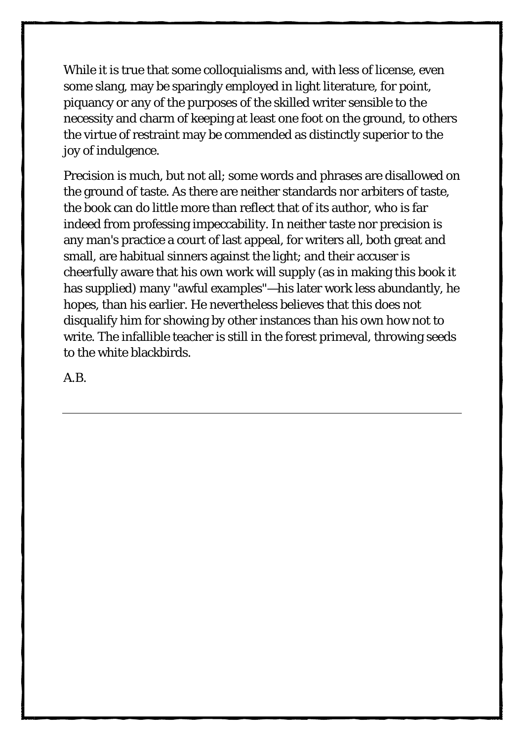While it is true that some colloquialisms and, with less of license, even some slang, may be sparingly employed in light literature, for point, piquancy or any of the purposes of the skilled writer sensible to the necessity and charm of keeping at least one foot on the ground, to others the virtue of restraint may be commended as distinctly superior to the joy of indulgence.

Precision is much, but not all; some words and phrases are disallowed on the ground of taste. As there are neither standards nor arbiters of taste, the book can do little more than reflect that of its author, who is far indeed from professing impeccability. In neither taste nor precision is any man's practice a court of last appeal, for writers all, both great and small, are habitual sinners against the light; and their accuser is cheerfully aware that his own work will supply (as in making this book it has supplied) many "awful examples"—his later work less abundantly, he hopes, than his earlier. He nevertheless believes that this does not disqualify him for showing by other instances than his own how not to write. The infallible teacher is still in the forest primeval, throwing seeds to the white blackbirds.

A.B.

---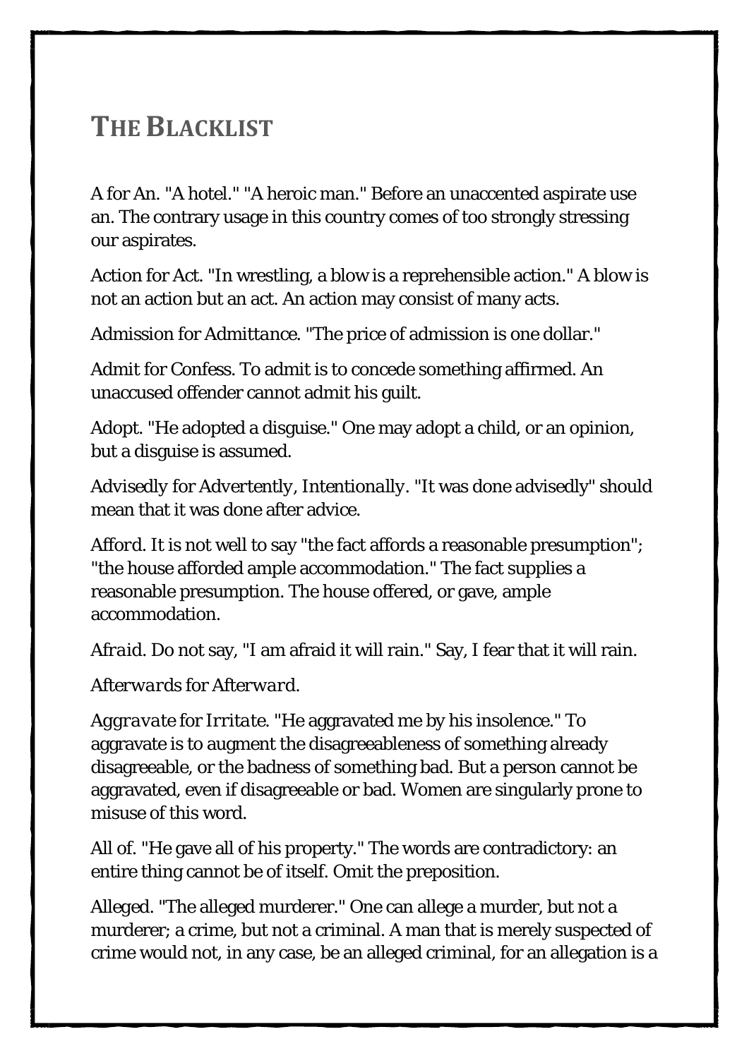# The Blacklist

A for An. "A hotel." "A heroic man." Before an unaccented aspirate use an. The contrary usage in this country comes of too strongly stressing our aspirates.

Action for Act. "In wrestling, a blow is a reprehensible action." A blow is not an action but an act. An action may consist of many acts.

Admission for Admittance. "The price of admission is one dollar."

Admit for Confess. To admit is to concede something affirmed. An unaccused offender cannot admit his guilt.

Adopt. "He adopted a disguise." One may adopt a child, or an opinion, but a disguise is assumed.

Advisedly for *Advertently, Intentionally*. "It was done advisedly" should mean that it was done after advice.

*Afford*. It is not well to say "the fact affords a reasonable presumption"; "the house afforded ample accommodation." The fact supplies a reasonable presumption. The house offered, or gave, ample accommodation.

*Afraid*. Do not say, "I am afraid it will rain." Say, I fear that it will rain.

*Afterwards* for *Afterward*.

*Aggravate* for *Irritate*. "He aggravated me by his insolence." To aggravate is to augment the disagreeableness of something already disagreeable, or the badness of something bad. But a person cannot be aggravated, even if disagreeable or bad. Women are singularly prone to misuse of this word.

All of. "He gave all of his property." The words are contradictory: an entire thing cannot be of itself. Omit the preposition.

Alleged. "The alleged murderer." One can allege a murder, but not a murderer; a crime, but not a criminal. A man that is merely suspected of crime would not, in any case, be an alleged criminal, for an allegation is a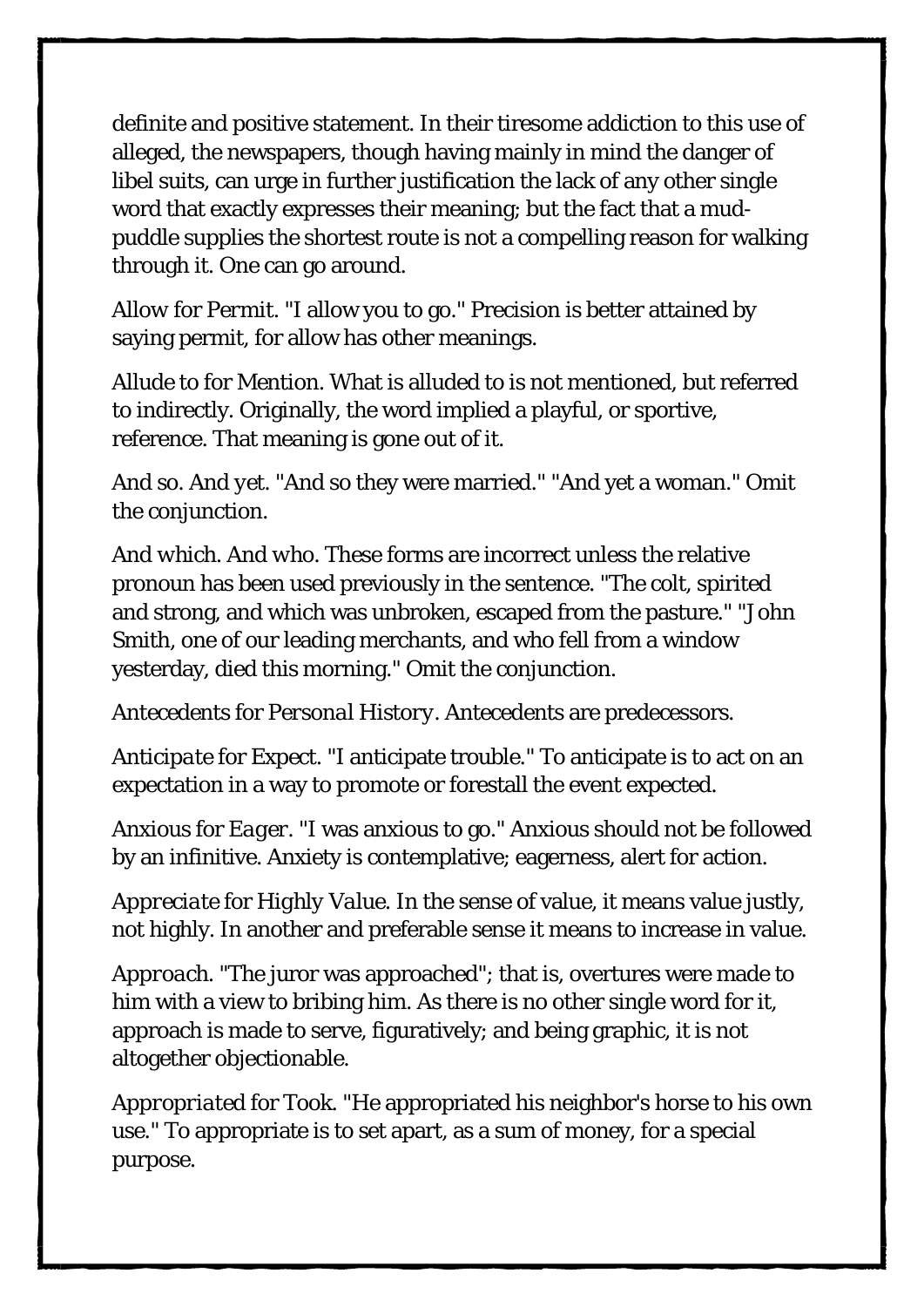definite and positive statement. In their tiresome addiction to this use of alleged, the newspapers, though having mainly in mind the danger of libel suits, can urge in further justification the lack of any other single word that exactly expresses their meaning; but the fact that a mud-puddle supplies the shortest route is not a compelling reason for walking through it. One can go around.

Allow for Permit. "I allow you to go." Precision is better attained by saying permit, for allow has other meanings.

Allude to for Mention. What is alluded to is not mentioned, but referred to indirectly. Originally, the word implied a playful, or sportive, reference. That meaning is gone out of it.

And so. And yet. "And so they were married." "And yet a woman." Omit the conjunction.

And which. And who. These forms are incorrect unless the relative pronoun has been used previously in the sentence. "The colt, spirited and strong, and which was unbroken, escaped from the pasture." "John Smith, one of our leading merchants, and who fell from a window yesterday, died this morning." Omit the conjunction.

*Antecedents for Personal History*. Antecedents are predecessors.

*Anticipate* for Expect. "I anticipate trouble." To anticipate is to act on an expectation in a way to promote or forestall the event expected.

Anxious for *Eager*. "I was anxious to go." Anxious should not be followed by an infinitive. Anxiety is contemplative; eagerness, alert for action.

*Appreciate* for Highly Value. In the sense of value, it means value justly, not highly. In another and preferable sense it means to increase in value.

*Approach*. "The juror was approached"; that is, overtures were made to him with a view to bribing him. As there is no other single word for it, approach is made to serve, figuratively; and being graphic, it is not altogether objectionable.

*Appropriated* for Took. "He appropriated his neighbor's horse to his own use." To appropriate is to set apart, as a sum of money, for a special purpose.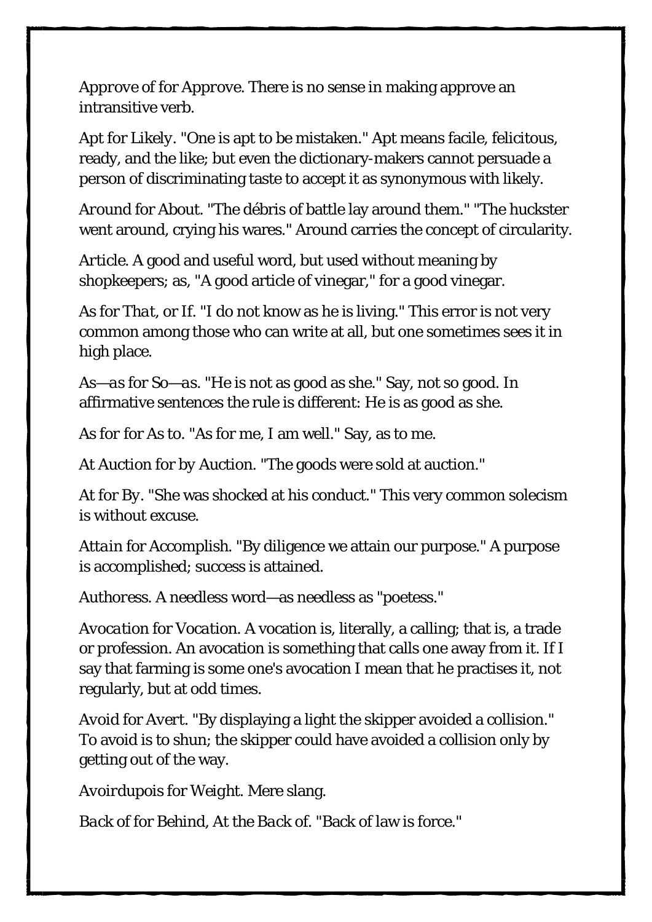*Approve of* for *Approve*. There is no sense in making approve an intransitive verb.

*Apt* for *Likely*. "One is apt to be mistaken." Apt means facile, felicitous, ready, and the like; but even the dictionary-makers cannot persuade a person of discriminating taste to accept it as synonymous with likely.

*Around* for *About*. "The débris of battle lay around them." "The huckster went around, crying his wares." Around carries the concept of circularity.

*Article*. A good and useful word, but used without meaning by shopkeepers; as, "A good article of vinegar," for a good vinegar.

*As* for *That*, or *If*. "I do not know as he is living." This error is not very common among those who can write at all, but one sometimes sees it in high place.

*As—as* for *So—as*. "He is not as good as she." Say, not so good. In affirmative sentences the rule is different: He is as good as she.

*As for* for *As to*. "As for me, I am well." Say, as to me.

*At Auction* for *by Auction*. "The goods were sold at auction."

*At* for *By*. "She was shocked at his conduct." This very common solecism is without excuse.

*Attain* for *Accomplish*. "By diligence we attain our purpose." A purpose is accomplished; success is attained.

*Authoress*. A needless word—as needless as "poetess."

*Avocation* for *Vocation*. A vocation is, literally, a calling; that is, a trade or profession. An avocation is something that calls one away from it. If I say that farming is some one's avocation I mean that he practises it, not regularly, but at odd times.

*Avoid* for *Avert*. "By displaying a light the skipper avoided a collision." To avoid is to shun; the skipper could have avoided a collision only by getting out of the way.

*Avoirdupois* for *Weight*. Mere slang.

*Back of* for *Behind*, *At the Back of*. "Back of law is force."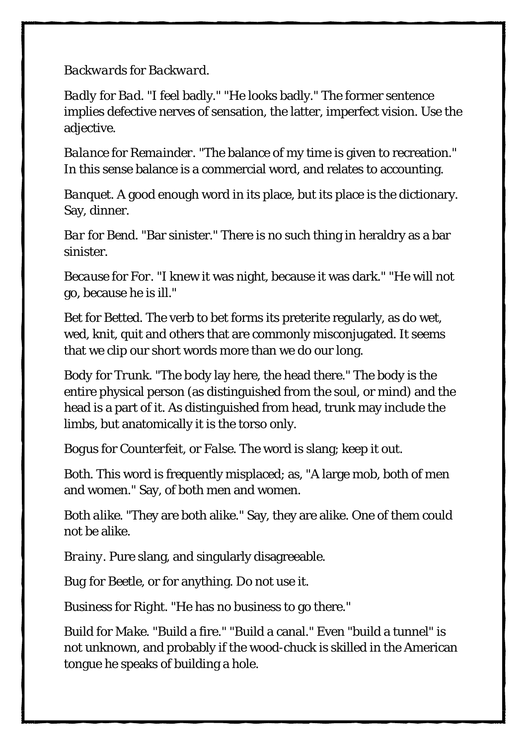*Backwards* for *Backward*.

*Badly* for *Bad*. "I feel badly." "He looks badly." The former sentence implies defective nerves of sensation, the latter, imperfect vision. Use the adjective.

*Balance* for *Remainder*. "The balance of my time is given to recreation." In this sense balance is a commercial word, and relates to accounting.

*Banquet*. A good enough word in its place, but its place is the dictionary. Say, dinner.

*Bar* for *Bend*. "Bar sinister." There is no such thing in heraldry as a bar sinister.

*Because* for *For*. "I knew it was night, because it was dark." "He will not go, because he is ill."

*Bet* for *Betted*. The verb to bet forms its preterite regularly, as do wet, wed, knit, quit and others that are commonly misconjugated. It seems that we clip our short words more than we do our long.

*Body* for *Trunk*. "The body lay here, the head there." The body is the entire physical person (as distinguished from the soul, or mind) and the head is a part of it. As distinguished from head, trunk may include the limbs, but anatomically it is the torso only.

*Bogus* for *Counterfeit*, or *False*. The word is slang; keep it out.

*Both*. This word is frequently misplaced; as, "A large mob, both of men and women." Say, of both men and women.

*Both alike*. "They are both alike." Say, they are alike. One of them could not be alike.

*Brainy*. Pure slang, and singularly disagreeable.

*Bug* for *Beetle*, or for anything. Do not use it.

*Business* for *Right*. "He has no business to go there."

*Build* for *Make*. "Build a fire." "Build a canal." Even "build a tunnel" is not unknown, and probably if the wood-chuck is skilled in the American tongue he speaks of building a hole.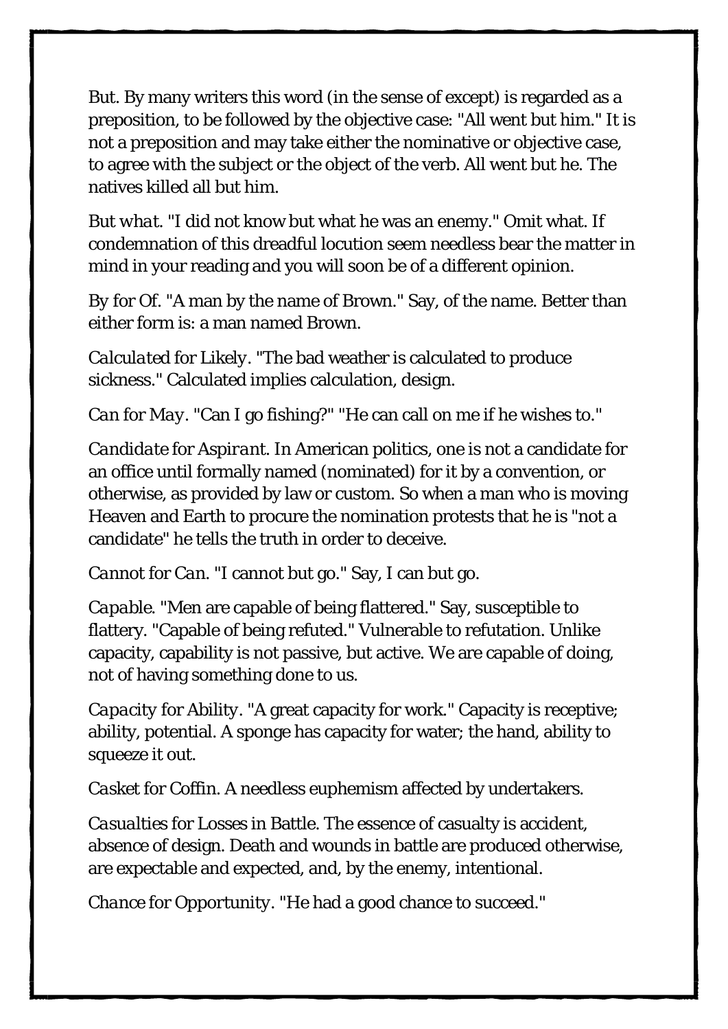But. By many writers this word (in the sense of except) is regarded as a preposition, to be followed by the objective case: "All went but him." It is not a preposition and may take either the nominative or objective case, to agree with the subject or the object of the verb. All went but he. The natives killed all but him.

*But what.* "I did not know but what he was an enemy." Omit what. If condemnation of this dreadful locution seem needless bear the matter in mind in your reading and you will soon be of a different opinion.

*By for Of.* "A man by the name of Brown." Say, of the name. Better than either form is: a man named Brown.

*Calculated for Likely.* "The bad weather is calculated to produce sickness." Calculated implies calculation, design.

*Can for May.* "Can I go fishing?" "He can call on me if he wishes to."

*Candidate for Aspirant.* In American politics, one is not a candidate for an office until formally named (nominated) for it by a convention, or otherwise, as provided by law or custom. So when a man who is moving Heaven and Earth to procure the nomination protests that he is "not a candidate" he tells the truth in order to deceive.

*Cannot for Can.* "I cannot but go." Say, I can but go.

*Capable.* "Men are capable of being flattered." Say, susceptible to flattery. "Capable of being refuted." Vulnerable to refutation. Unlike capacity, capability is not passive, but active. We are capable of doing, not of having something done to us.

*Capacity for Ability.* "A great capacity for work." Capacity is receptive; ability, potential. A sponge has capacity for water; the hand, ability to squeeze it out.

*Casket for Coffin.* A needless euphemism affected by undertakers.

*Casualties for Losses in Battle.* The essence of casualty is accident, absence of design. Death and wounds in battle are produced otherwise, are expectable and expected, and, by the enemy, intentional.

*Chance for Opportunity.* "He had a good chance to succeed."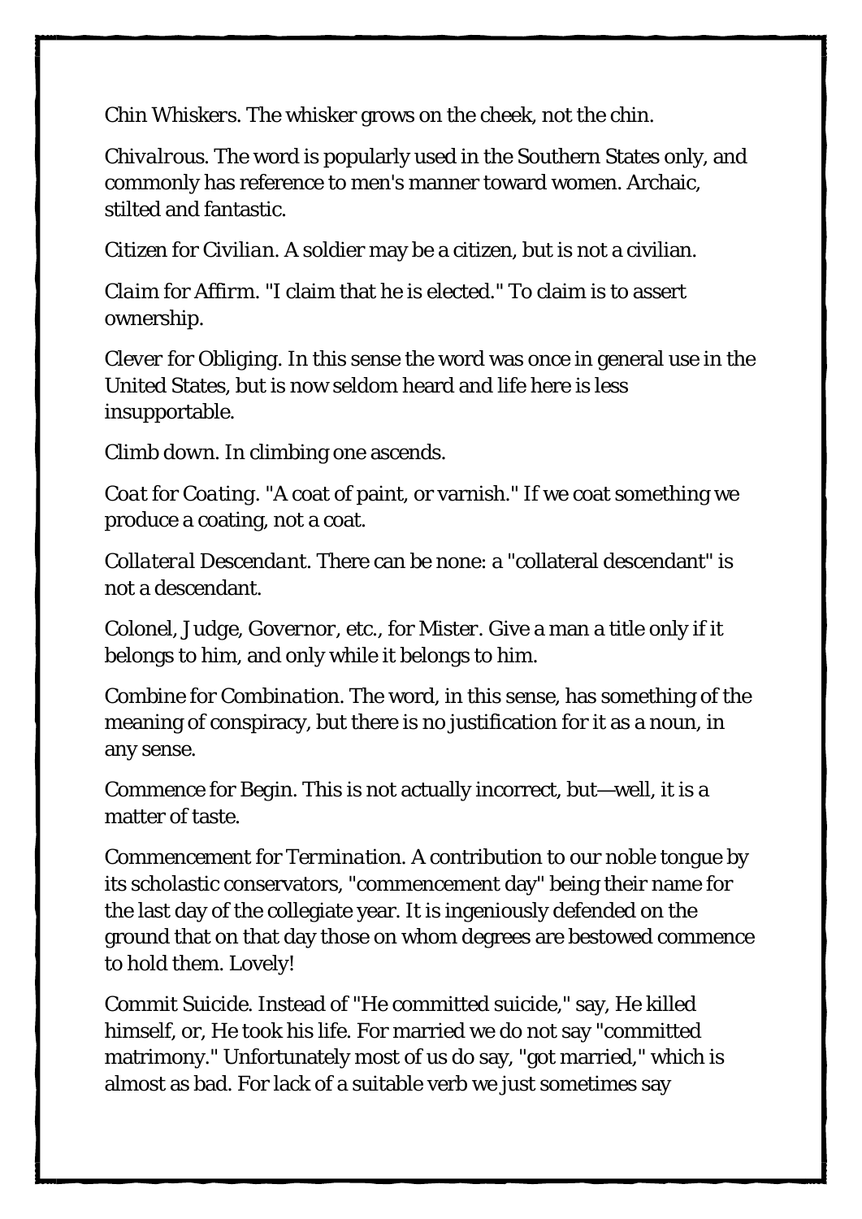*Chin Whiskers*. The whisker grows on the cheek, not the chin.

*Chivalrous*. The word is popularly used in the Southern States only, and commonly has reference to men's manner toward women. Archaic, stilted and fantastic.

*Citizen* for *Civilian*. A soldier may be a citizen, but is not a civilian.

*Claim* for *Affirm*. "I claim that he is elected." To claim is to assert ownership.

*Clever* for *Obliging*. In this sense the word was once in general use in the United States, but is now seldom heard and life here is less insupportable.

*Climb down*. In climbing one ascends.

*Coat* for *Coating*. "A coat of paint, or varnish." If we coat something we produce a coating, not a coat.

*Collateral Descendant*. There can be none: a "collateral descendant" is not a descendant.

*Colonel*, *Judge*, *Governor*, etc., for *Mister*. Give a man a title only if it belongs to him, and only while it belongs to him.

*Combine* for *Combination*. The word, in this sense, has something of the meaning of conspiracy, but there is no justification for it as a noun, in any sense.

*Commence* for *Begin*. This is not actually incorrect, but—well, it is a matter of taste.

*Commencement* for *Termination*. A contribution to our noble tongue by its scholastic conservators, "commencement day" being their name for the last day of the collegiate year. It is ingeniously defended on the ground that on that day those on whom degrees are bestowed commence to hold them. Lovely!

*Commit Suicide*. Instead of "He committed suicide," say, He killed himself, or, He took his life. For married we do not say "committed matrimony." Unfortunately most of us do say, "got married," which is almost as bad. For lack of a suitable verb we just sometimes say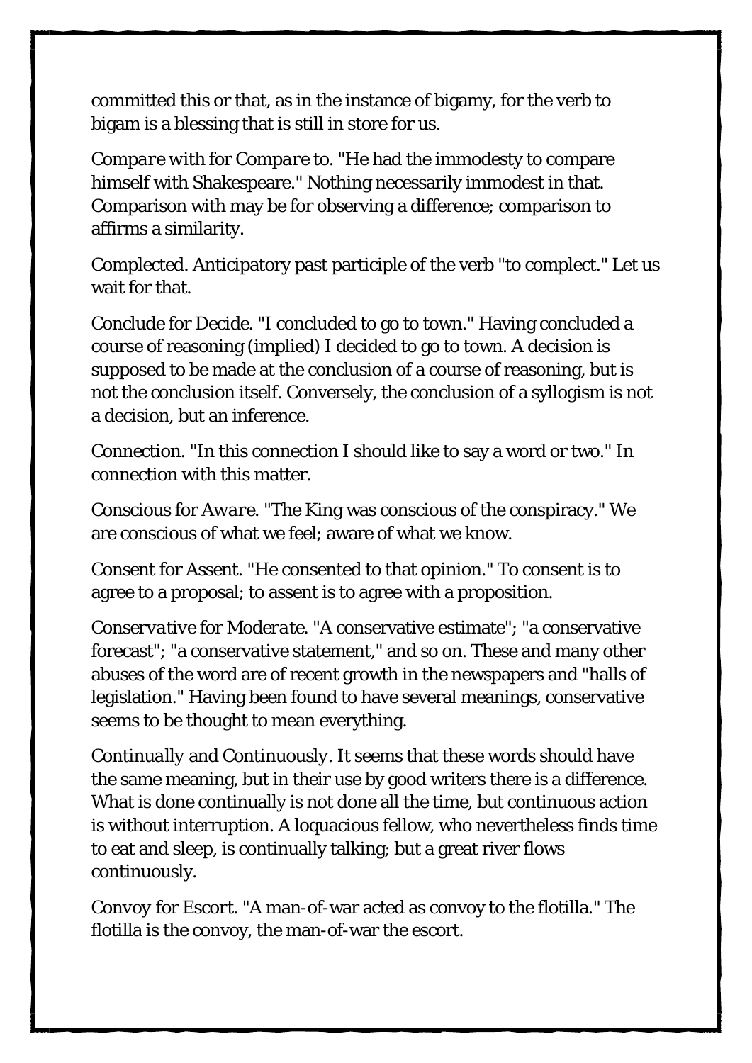committed this or that, as in the instance of bigamy, for the verb to bigam is a blessing that is still in store for us.

*Compare with* for *Compare to.* "He had the immodesty to compare himself with Shakespeare." Nothing necessarily immodest in that. Comparison with may be for observing a difference; comparison to affirms a similarity.

*Complected.* Anticipatory past participle of the verb "to complect." Let us wait for that.

*Conclude* for *Decide.* "I concluded to go to town." Having concluded a course of reasoning (implied) I decided to go to town. A decision is supposed to be made at the conclusion of a course of reasoning, but is not the conclusion itself. Conversely, the conclusion of a syllogism is not a decision, but an inference.

*Connection.* "In this connection I should like to say a word or two." In connection with this matter.

*Conscious* for *Aware.* "The King was conscious of the conspiracy." We are conscious of what we feel; aware of what we know.

*Consent* for *Assent.* "He consented to that opinion." To consent is to agree to a proposal; to assent is to agree with a proposition.

*Conservative* for *Moderate.* "A conservative estimate"; "a conservative forecast"; "a conservative statement," and so on. These and many other abuses of the word are of recent growth in the newspapers and "halls of legislation." Having been found to have several meanings, conservative seems to be thought to mean everything.

*Continually* and *Continuously.* It seems that these words should have the same meaning, but in their use by good writers there is a difference. What is done continually is not done all the time, but continuous action is without interruption. A loquacious fellow, who nevertheless finds time to eat and sleep, is continually talking; but a great river flows continuously.

*Convoy* for *Escort.* "A man-of-war acted as convoy to the flotilla." The flotilla is the convoy, the man-of-war the escort.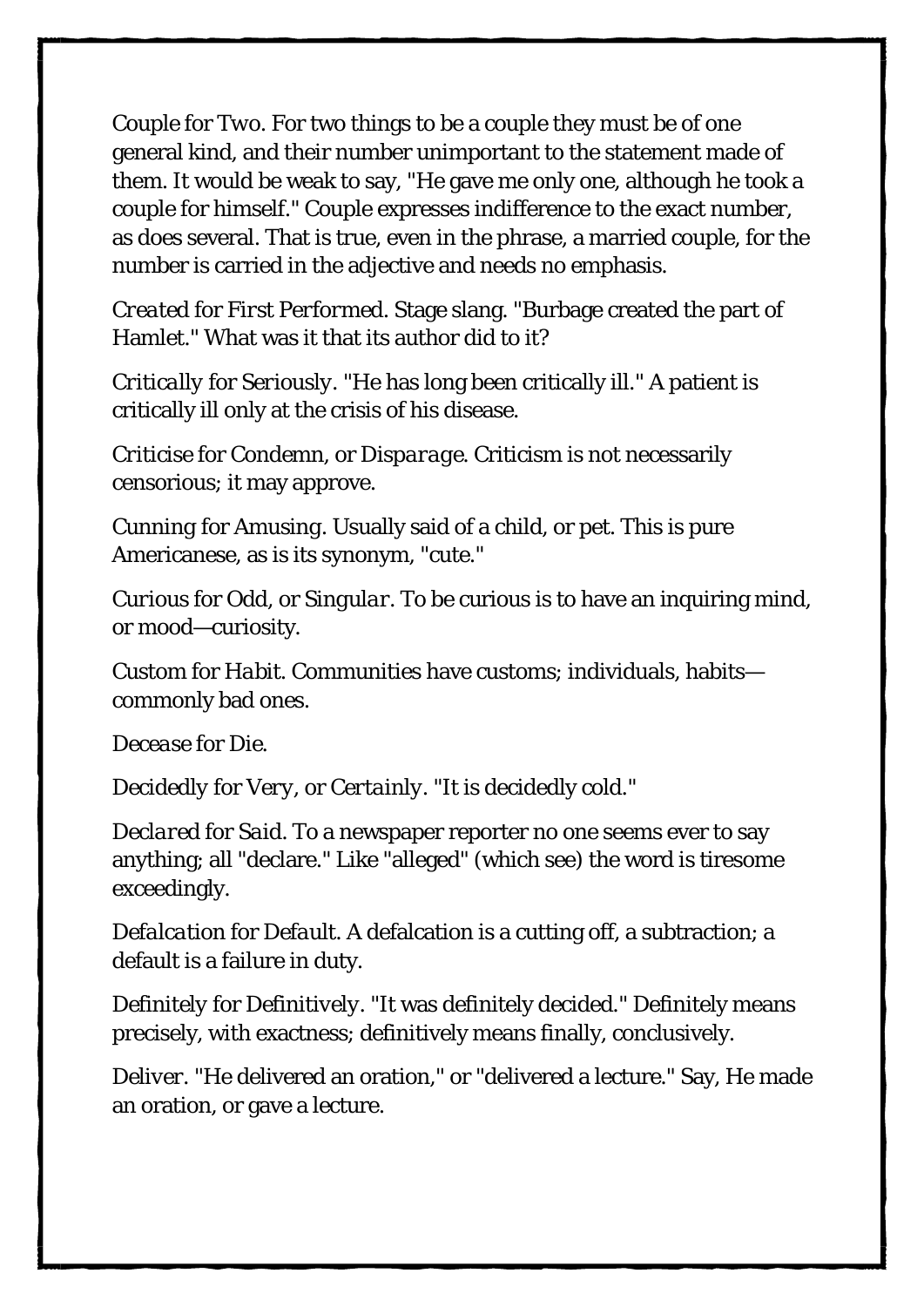*Couple* for *Two*. For two things to be a couple they must be of one general kind, and their number unimportant to the statement made of them. It would be weak to say, "He gave me only one, although he took a couple for himself." Couple expresses indifference to the exact number, as does several. That is true, even in the phrase, a married couple, for the number is carried in the adjective and needs no emphasis.

*Created* for *First Performed*. Stage slang. "Burbage created the part of Hamlet." What was it that its author did to it?

*Critically* for *Seriously*. "He has long been critically ill." A patient is critically ill only at the crisis of his disease.

*Criticise* for *Condemn*, or *Disparage*. Criticism is not necessarily censorious; it may approve.

*Cunning* for *Amusing*. Usually said of a child, or pet. This is pure Americanese, as is its synonym, "cute."

*Curious* for *Odd*, or *Singular*. To be curious is to have an inquiring mind, or mood—curiosity.

*Custom* for *Habit*. Communities have customs; individuals, habits—commonly bad ones.

*Decease* for *Die*.

*Decidedly* for *Very*, or *Certainly*. "It is decidedly cold."

*Declared* for *Said*. To a newspaper reporter no one seems ever to say anything; all "declare." Like "alleged" (which see) the word is tiresome exceedingly.

*Defalcation* for *Default*. A defalcation is a cutting off, a subtraction; a default is a failure in duty.

*Definitely* for *Definitively*. "It was definitely decided." Definitely means precisely, with exactness; definitively means finally, conclusively.

*Deliver*. "He delivered an oration," or "delivered a lecture." Say, He made an oration, or gave a lecture.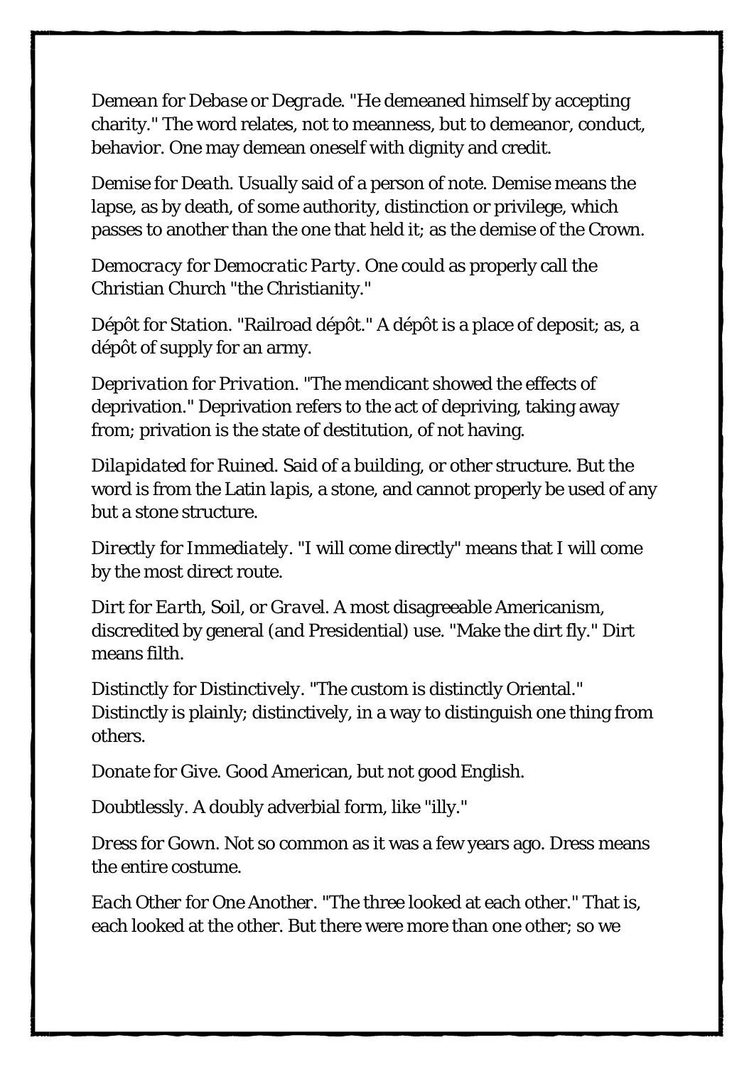*Demean* for *Debase* or *Degrade*. "He demeaned himself by accepting charity." The word relates, not to meanness, but to demeanor, conduct, behavior. One may demean oneself with dignity and credit.

*Demise* for *Death*. Usually said of a person of note. Demise means the lapse, as by death, of some authority, distinction or privilege, which passes to another than the one that held it; as the demise of the Crown.

*Democracy* for *Democratic Party*. One could as properly call the Christian Church "the Christianity."

*Dépôt* for *Station*. "Railroad dépôt." A dépôt is a place of deposit; as, a dépôt of supply for an army.

*Deprivation* for *Privation*. "The mendicant showed the effects of deprivation." Deprivation refers to the act of depriving, taking away from; privation is the state of destitution, of not having.

*Dilapidated* for *Ruined*. Said of a building, or other structure. But the word is from the Latin *lapis*, a stone, and cannot properly be used of any but a stone structure.

*Directly* for *Immediately*. "I will come directly" means that I will come by the most direct route.

*Dirt* for *Earth*, *Soil*, or *Gravel*. A most disagreeable Americanism, discredited by general (and Presidential) use. "Make the dirt fly." Dirt means filth.

*Distinctly* for *Distinctively*. "The custom is distinctly Oriental." Distinctly is plainly; distinctively, in a way to distinguish one thing from others.

*Donate* for *Give*. Good American, but not good English.

*Doubtlessly*. A doubly adverbial form, like "illy."

*Dress* for *Gown*. Not so common as it was a few years ago. Dress means the entire costume.

*Each Other* for *One Another*. "The three looked at each other." That is, each looked at the other. But there were more than one other; so we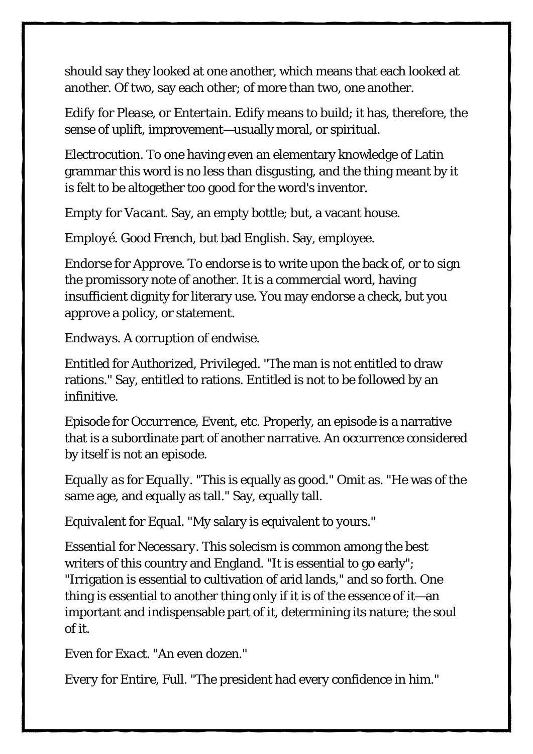should say they looked at one another, which means that each looked at another. Of two, say each other; of more than two, one another.

*Edify* for *Please*, or *Entertain*. Edify means to build; it has, therefore, the sense of uplift, improvement—usually moral, or spiritual.

*Electrocution*. To one having even an elementary knowledge of Latin grammar this word is no less than disgusting, and the thing meant by it is felt to be altogether too good for the word's inventor.

*Empty* for *Vacant*. Say, an empty bottle; but, a vacant house.

*Employé*. Good French, but bad English. Say, employee.

*Endorse* for *Approve*. To endorse is to write upon the back of, or to sign the promissory note of another. It is a commercial word, having insufficient dignity for literary use. You may endorse a check, but you approve a policy, or statement.

*Endways*. A corruption of endwise.

*Entitled* for Authorized, Privileged. "The man is not entitled to draw rations." Say, entitled to rations. Entitled is not to be followed by an infinitive.

*Episode* for *Occurrence*, *Event*, etc. Properly, an episode is a narrative that is a subordinate part of another narrative. An occurrence considered by itself is not an episode.

*Equally as* for *Equally*. "This is equally as good." Omit as. "He was of the same age, and equally as tall." Say, equally tall.

*Equivalent* for *Equal*. "My salary is equivalent to yours."

*Essential* for *Necessary*. This solecism is common among the best writers of this country and England. "It is essential to go early"; "Irrigation is essential to cultivation of arid lands," and so forth. One thing is essential to another thing only if it is of the essence of it—an important and indispensable part of it, determining its nature; the soul of it.

*Even* for *Exact*. "An even dozen."

*Every* for *Entire*, *Full*. "The president had every confidence in him."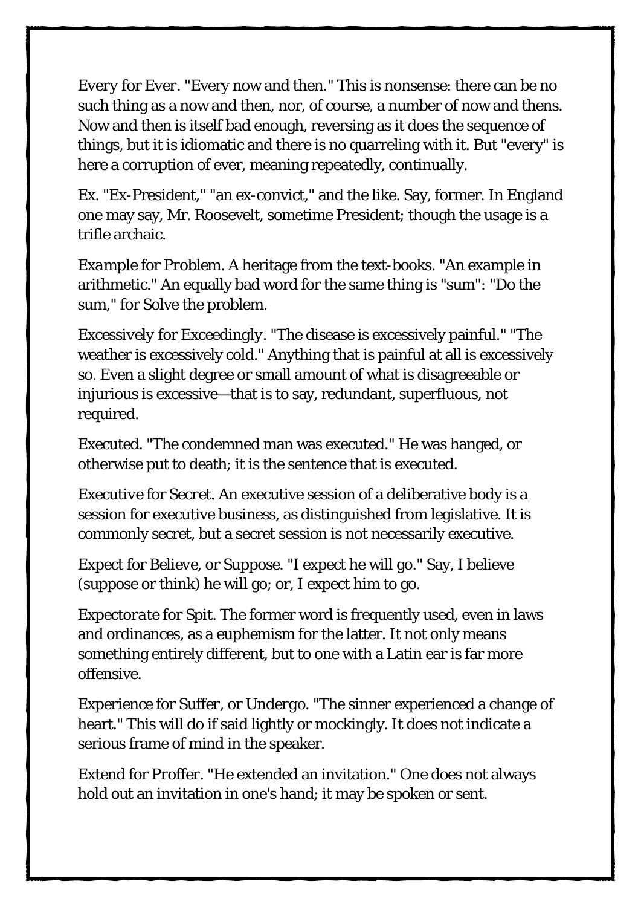*Every* for *Ever*. "Every now and then." This is nonsense: there can be no such thing as a now and then, nor, of course, a number of now and thens. Now and then is itself bad enough, reversing as it does the sequence of things, but it is idiomatic and there is no quarreling with it. But "every" is here a corruption of ever, meaning repeatedly, continually.

*Ex*. "Ex-President," "an ex-convict," and the like. Say, former. In England one may say, Mr. Roosevelt, sometime President; though the usage is a trifle archaic.

*Example* for *Problem*. A heritage from the text-books. "An example in arithmetic." An equally bad word for the same thing is "sum": "Do the sum," for Solve the problem.

*Excessively* for *Exceedingly*. "The disease is excessively painful." "The weather is excessively cold." Anything that is painful at all is excessively so. Even a slight degree or small amount of what is disagreeable or injurious is excessive—that is to say, redundant, superfluous, not required.

*Executed*. "The condemned man was executed." He was hanged, or otherwise put to death; it is the sentence that is executed.

*Executive* for *Secret*. An executive session of a deliberative body is a session for executive business, as distinguished from legislative. It is commonly secret, but a secret session is not necessarily executive.

*Expect* for *Believe*, or *Suppose*. "I expect he will go." Say, I believe (suppose or think) he will go; or, I expect him to go.

*Expectorate* for *Spit*. The former word is frequently used, even in laws and ordinances, as a euphemism for the latter. It not only means something entirely different, but to one with a Latin ear is far more offensive.

*Experience* for *Suffer*, or *Undergo*. "The sinner experienced a change of heart." This will do if said lightly or mockingly. It does not indicate a serious frame of mind in the speaker.

*Extend* for *Proffer*. "He extended an invitation." One does not always hold out an invitation in one's hand; it may be spoken or sent.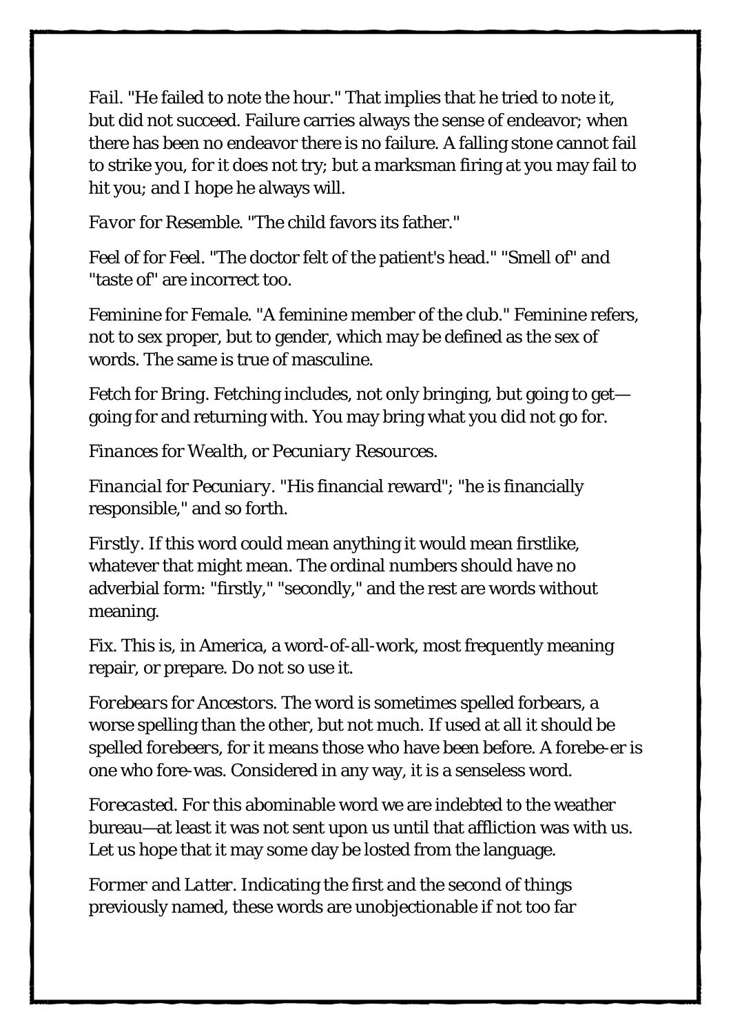*Fail*. "He failed to note the hour." That implies that he tried to note it, but did not succeed. Failure carries always the sense of endeavor; when there has been no endeavor there is no failure. A falling stone cannot fail to strike you, for it does not try; but a marksman firing at you may fail to hit you; and I hope he always will.

*Favor* for *Resemble*. "The child favors its father."

*Feel of* for *Feel*. "The doctor felt of the patient's head." "Smell of" and "taste of" are incorrect too.

*Feminine* for *Female*. "A feminine member of the club." Feminine refers, not to sex proper, but to gender, which may be defined as the sex of words. The same is true of masculine.

*Fetch* for *Bring*. Fetching includes, not only bringing, but going to get—going for and returning with. You may bring what you did not go for.

*Finances* for *Wealth*, or *Pecuniary Resources*.

*Financial* for *Pecuniary*. "His financial reward"; "he is financially responsible," and so forth.

*Firstly*. If this word could mean anything it would mean firstlike, whatever that might mean. The ordinal numbers should have no adverbial form: "firstly," "secondly," and the rest are words without meaning.

*Fix*. This is, in America, a word-of-all-work, most frequently meaning repair, or prepare. Do not so use it.

*Forebears* for *Ancestors*. The word is sometimes spelled forbears, a worse spelling than the other, but not much. If used at all it should be spelled *forebeers*, for it means those who have been before. A forebe-er is one who fore-was. Considered in any way, it is a senseless word.

*Forecasted*. For this abominable word we are indebted to the weather bureau—at least it was not sent upon us until that affliction was with us. Let us hope that it may some day be losted from the language.

*Former* and *Latter*. Indicating the first and the second of things previously named, these words are unobjectionable if not too far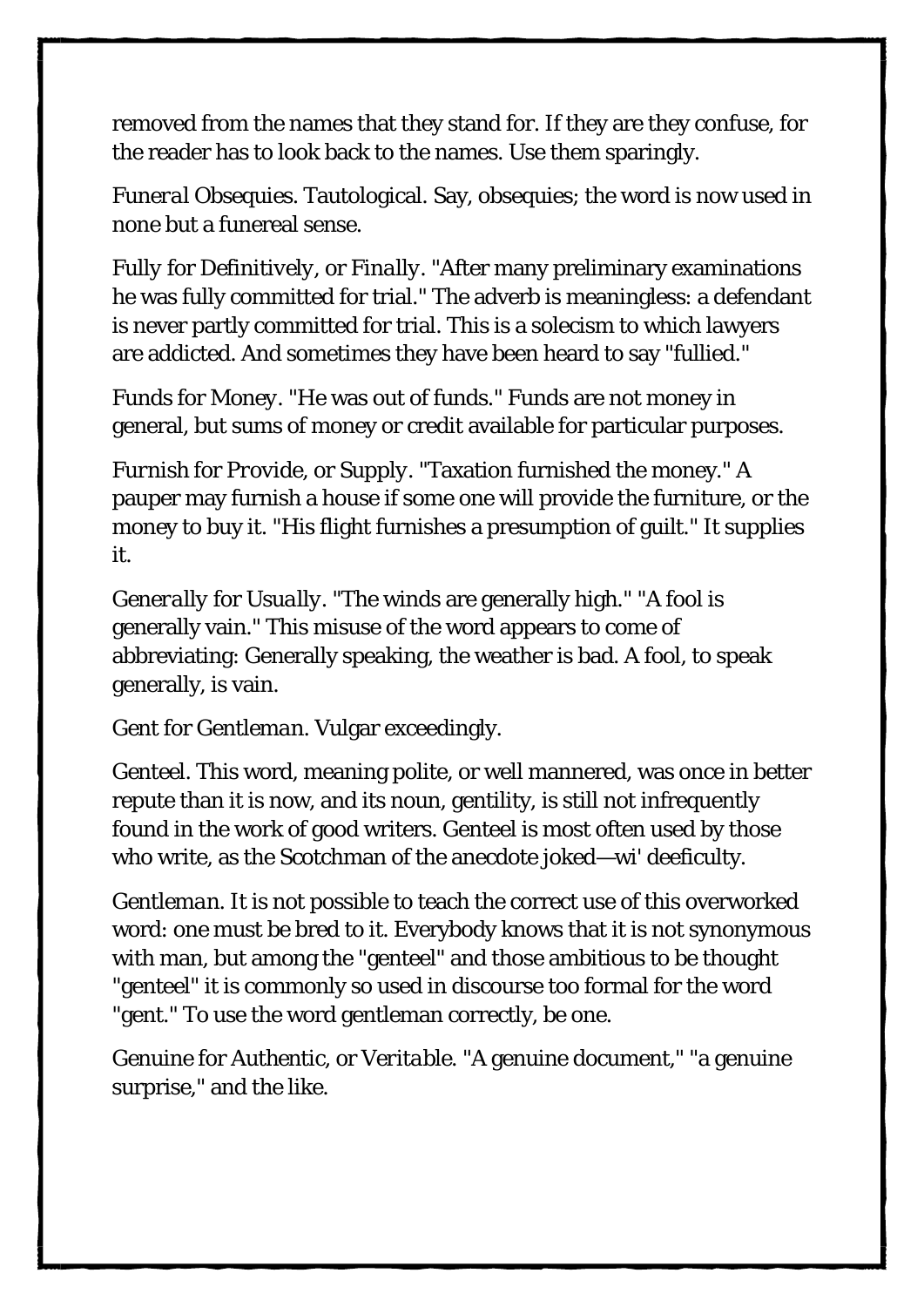removed from the names that they stand for. If they are they confuse, for the reader has to look back to the names. Use them sparingly.

*Funeral Obsequies.* Tautological. Say, obsequies; the word is now used in none but a funereal sense.

*Fully* for *Definitively*, or *Finally*. "After many preliminary examinations he was fully committed for trial." The adverb is meaningless: a defendant is never partly committed for trial. This is a solecism to which lawyers are addicted. And sometimes they have been heard to say "fullied."

*Funds* for *Money*. "He was out of funds." Funds are not money in general, but sums of money or credit available for particular purposes.

*Furnish* for *Provide*, or *Supply*. "Taxation furnished the money." A pauper may furnish a house if some one will provide the furniture, or the money to buy it. "His flight furnishes a presumption of guilt." It supplies it.

*Generally* for *Usually*. "The winds are generally high." "A fool is generally vain." This misuse of the word appears to come of abbreviating: Generally speaking, the weather is bad. A fool, to speak generally, is vain.

*Gent* for *Gentleman*. Vulgar exceedingly.

*Genteel*. This word, meaning polite, or well mannered, was once in better repute than it is now, and its noun, gentility, is still not infrequently found in the work of good writers. Genteel is most often used by those who write, as the Scotchman of the anecdote joked—wi' deeficulty.

*Gentleman*. It is not possible to teach the correct use of this overworked word: one must be bred to it. Everybody knows that it is not synonymous with man, but among the "genteel" and those ambitious to be thought "genteel" it is commonly so used in discourse too formal for the word "gent." To use the word gentleman correctly, be one.

*Genuine* for *Authentic*, or *Veritable*. "A genuine document," "a genuine surprise," and the like.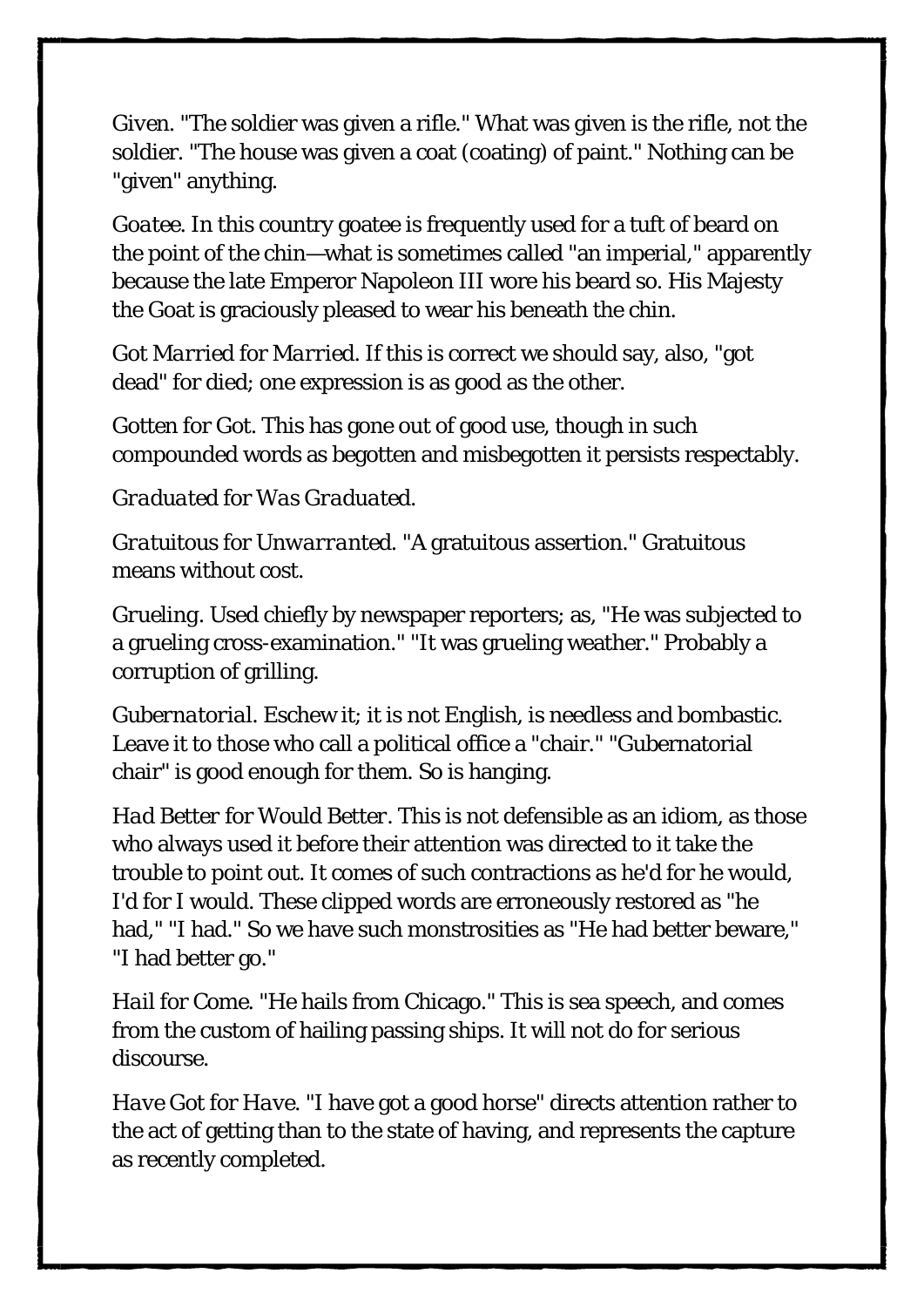Given. "The soldier was given a rifle." What was given is the rifle, not the soldier. "The house was given a coat (coating) of paint." Nothing can be "given" anything.

*Goatee*. In this country goatee is frequently used for a tuft of beard on the point of the chin—what is sometimes called "an imperial," apparently because the late Emperor Napoleon III wore his beard so. His Majesty the Goat is graciously pleased to wear his beneath the chin.

*Got Married* for *Married*. If this is correct we should say, also, "got dead" for died; one expression is as good as the other.

Gotten for Got. This has gone out of good use, though in such compounded words as begotten and misbegotten it persists respectably.

*Graduated* for *Was Graduated*.

*Gratuitous* for *Unwarranted*. "A gratuitous assertion." Gratuitous means without cost.

*Grueling*. Used chiefly by newspaper reporters; as, "He was subjected to a grueling cross-examination." "It was grueling weather." Probably a corruption of grilling.

*Gubernatorial*. Eschew it; it is not English, is needless and bombastic. Leave it to those who call a political office a "chair." "Gubernatorial chair" is good enough for them. So is hanging.

*Had Better* for *Would Better*. This is not defensible as an idiom, as those who always used it before their attention was directed to it take the trouble to point out. It comes of such contractions as he'd for he would, I'd for I would. These clipped words are erroneously restored as "he had," "I had." So we have such monstrosities as "He had better beware," "I had better go."

*Hail* for *Come*. "He hails from Chicago." This is sea speech, and comes from the custom of hailing passing ships. It will not do for serious discourse.

*Have Got* for *Have*. "I have got a good horse" directs attention rather to the act of getting than to the state of having, and represents the capture as recently completed.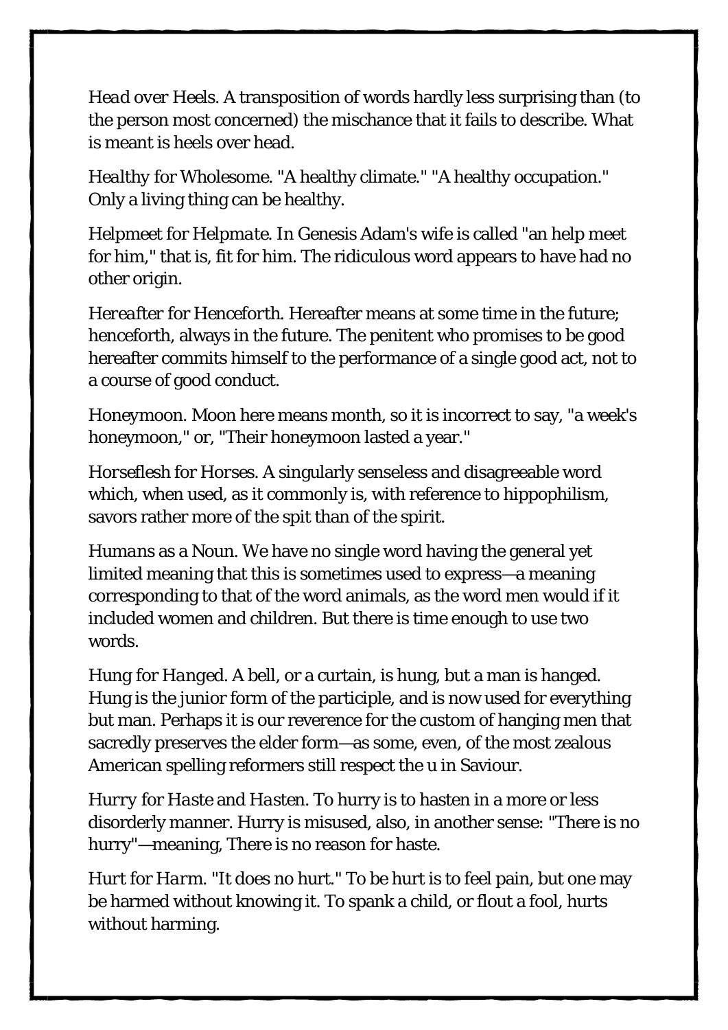*Head over Heels.* A transposition of words hardly less surprising than (to the person most concerned) the mischance that it fails to describe. What is meant is heels over head.

*Healthy for Wholesome.* "A healthy climate." "A healthy occupation." Only a living thing can be healthy.

*Helpmeet for Helpmate.* In Genesis Adam's wife is called "an help meet for him," that is, fit for him. The ridiculous word appears to have had no other origin.

*Hereafter for Henceforth.* Hereafter means at some time in the future; henceforth, always in the future. The penitent who promises to be good hereafter commits himself to the performance of a single good act, not to a course of good conduct.

*Honeymoon.* Moon here means month, so it is incorrect to say, "a week's honeymoon," or, "Their honeymoon lasted a year."

*Horseflesh for Horses.* A singularly senseless and disagreeable word which, when used, as it commonly is, with reference to hippophilism, savors rather more of the spit than of the spirit.

*Humans as a Noun.* We have no single word having the general yet limited meaning that this is sometimes used to express—a meaning corresponding to that of the word animals, as the word men would if it included women and children. But there is time enough to use two words.

*Hung for Hanged.* A bell, or a curtain, is hung, but a man is hanged. Hung is the junior form of the participle, and is now used for everything but man. Perhaps it is our reverence for the custom of hanging men that sacredly preserves the elder form—as some, even, of the most zealous American spelling reformers still respect the u in Saviour.

*Hurry for Haste and Hasten.* To hurry is to hasten in a more or less disorderly manner. Hurry is misused, also, in another sense: "There is no hurry"—meaning, There is no reason for haste.

*Hurt for Harm.* "It does no hurt." To be hurt is to feel pain, but one may be harmed without knowing it. To spank a child, or flout a fool, hurts without harming.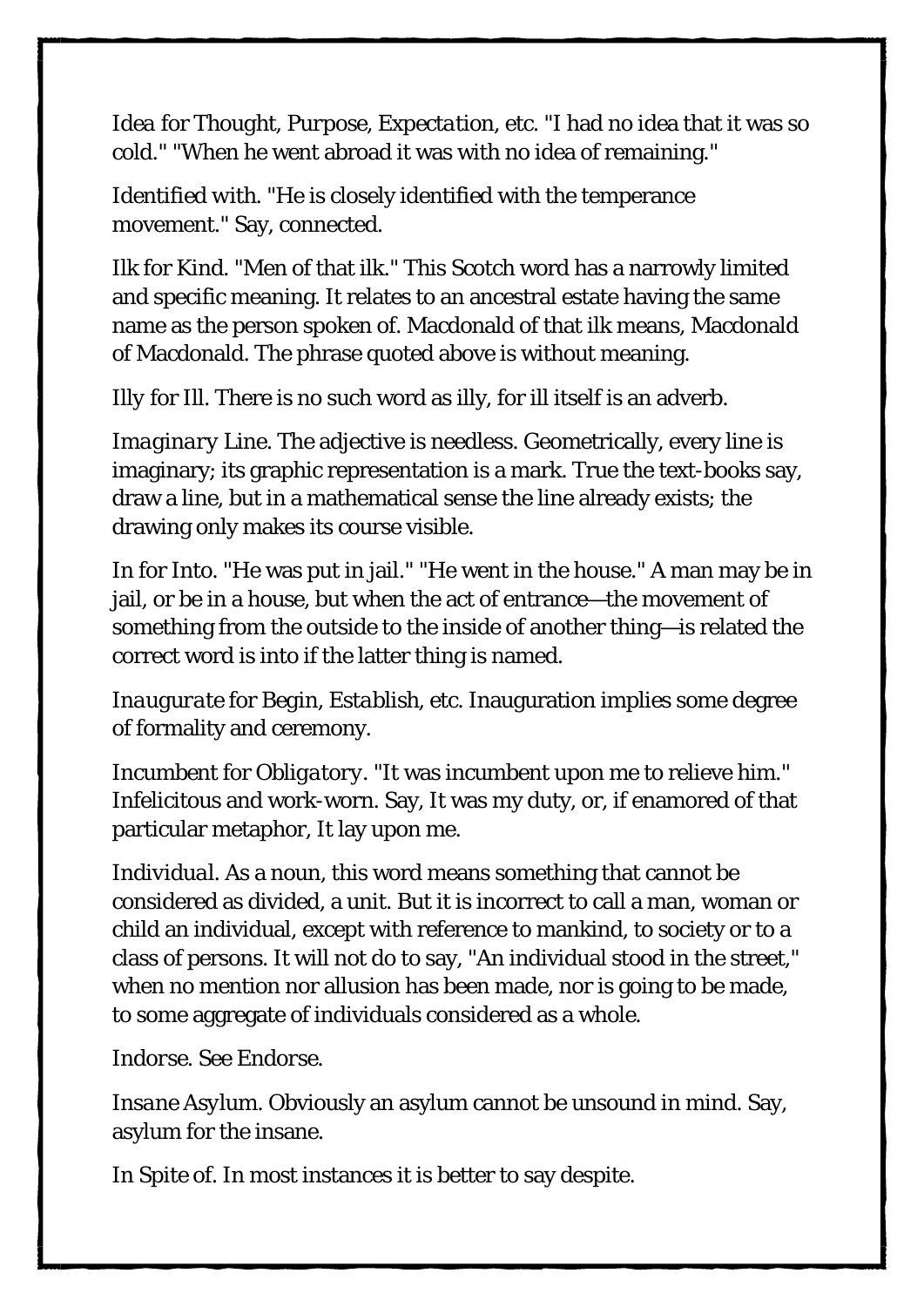*Idea* for *Thought, Purpose, Expectation*, etc. "I had no idea that it was so cold." "When he went abroad it was with no idea of remaining."

*Identified with*. "He is closely identified with the temperance movement." Say, connected.

*Ilk* for *Kind*. "Men of that ilk." This Scotch word has a narrowly limited and specific meaning. It relates to an ancestral estate having the same name as the person spoken of. Macdonald of that ilk means, Macdonald of Macdonald. The phrase quoted above is without meaning.

*Illy* for *Ill*. There is no such word as illy, for ill itself is an adverb.

*Imaginary Line*. The adjective is needless. Geometrically, every line is imaginary; its graphic representation is a mark. True the text-books say, draw a line, but in a mathematical sense the line already exists; the drawing only makes its course visible.

*In* for *Into*. "He was put in jail." "He went in the house." A man may be in jail, or be in a house, but when the act of entrance—the movement of something from the outside to the inside of another thing—is related the correct word is into if the latter thing is named.

*Inaugurate* for *Begin, Establish*, etc. Inauguration implies some degree of formality and ceremony.

*Incumbent* for *Obligatory*. "It was incumbent upon me to relieve him." Infelicitous and work-worn. Say, It was my duty, or, if enamored of that particular metaphor, It lay upon me.

*Individual*. As a noun, this word means something that cannot be considered as divided, a unit. But it is incorrect to call a man, woman or child an individual, except with reference to mankind, to society or to a class of persons. It will not do to say, "An individual stood in the street," when no mention nor allusion has been made, nor is going to be made, to some aggregate of individuals considered as a whole.

*Indorse*. See *Endorse*.

*Insane Asylum*. Obviously an asylum cannot be unsound in mind. Say, asylum for the insane.

*In Spite of*. In most instances it is better to say despite.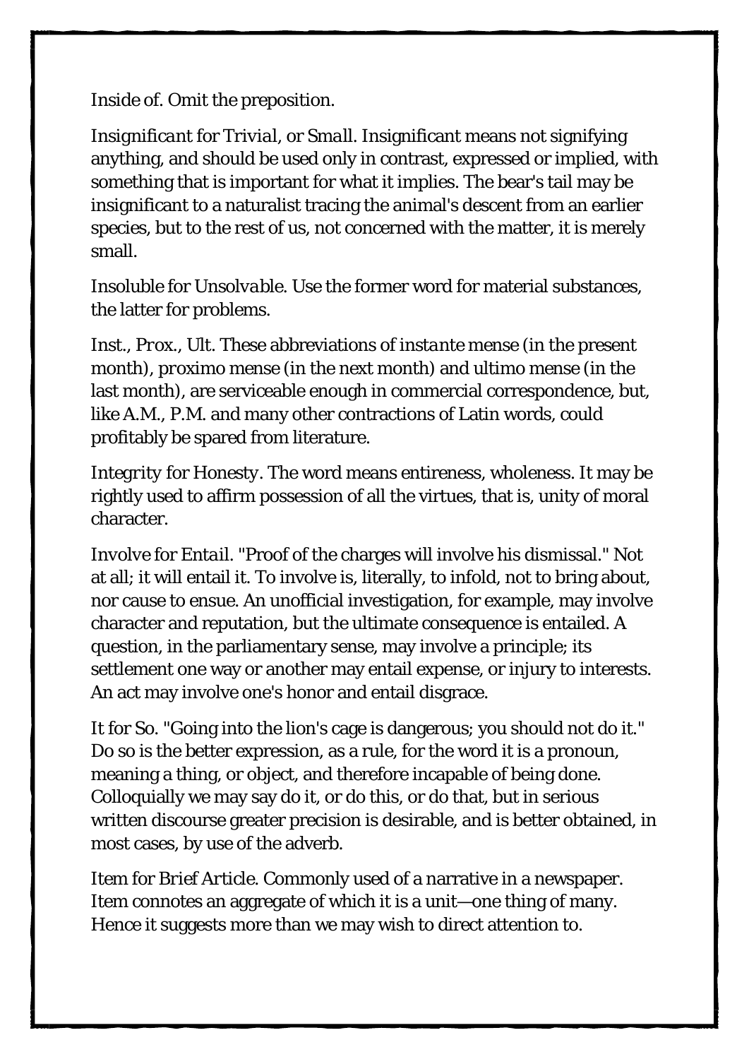*Inside of.* Omit the preposition.

*Insignificant* for *Trivial*, or *Small*. Insignificant means not signifying anything, and should be used only in contrast, expressed or implied, with something that is important for what it implies. The bear's tail may be insignificant to a naturalist tracing the animal's descent from an earlier species, but to the rest of us, not concerned with the matter, it is merely small.

*Insoluble* for *Unsolvable*. Use the former word for material substances, the latter for problems.

*Inst.*, *Prox.*, *Ult.* These abbreviations of *instante mense* (in the present month), *proximo mense* (in the next month) and *ultimo mense* (in the last month), are serviceable enough in commercial correspondence, but, like A.M., P.M. and many other contractions of Latin words, could profitably be spared from literature.

*Integrity* for *Honesty*. The word means entireness, wholeness. It may be rightly used to affirm possession of all the virtues, that is, unity of moral character.

*Involve* for *Entail*. "Proof of the charges will involve his dismissal." Not at all; it will entail it. To involve is, literally, to infold, not to bring about, nor cause to ensue. An unofficial investigation, for example, may involve character and reputation, but the ultimate consequence is entailed. A question, in the parliamentary sense, may involve a principle; its settlement one way or another may entail expense, or injury to interests. An act may involve one's honor and entail disgrace.

*It* for *So*. "Going into the lion's cage is dangerous; you should not do it." Do so is the better expression, as a rule, for the word it is a pronoun, meaning a thing, or object, and therefore incapable of being done. Colloquially we may say do it, or do this, or do that, but in serious written discourse greater precision is desirable, and is better obtained, in most cases, by use of the adverb.

*Item* for *Brief Article*. Commonly used of a narrative in a newspaper. Item connotes an aggregate of which it is a unit—one thing of many. Hence it suggests more than we may wish to direct attention to.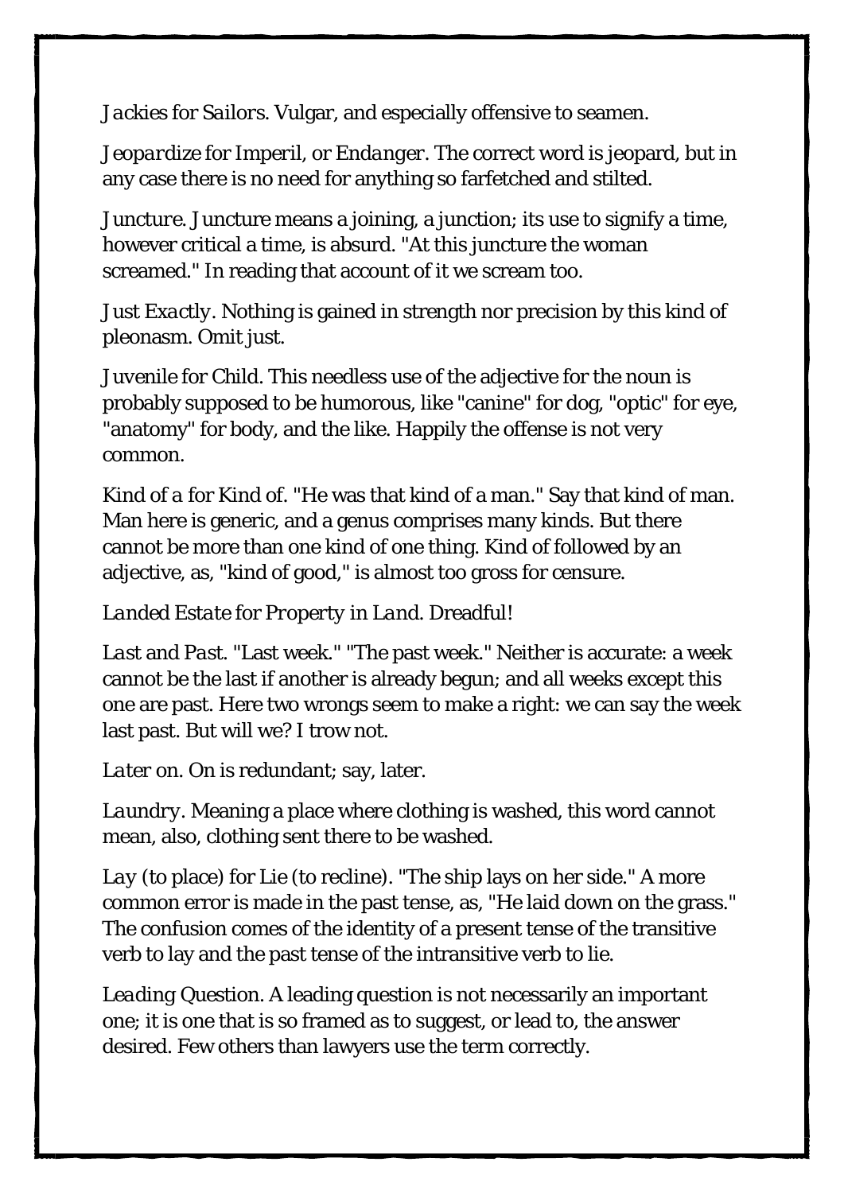*Jackies* for *Sailors*. Vulgar, and especially offensive to seamen.

*Jeopardize* for *Imperil*, or *Endanger*. The correct word is jeopard, but in any case there is no need for anything so farfetched and stilted.

*Juncture*. Juncture means a joining, a junction; its use to signify a time, however critical a time, is absurd. "At this juncture the woman screamed." In reading that account of it we scream too.

*Just Exactly*. Nothing is gained in strength nor precision by this kind of pleonasm. Omit just.

*Juvenile* for *Child*. This needless use of the adjective for the noun is probably supposed to be humorous, like "canine" for dog, "optic" for eye, "anatomy" for body, and the like. Happily the offense is not very common.

*Kind of a* for *Kind of*. "He was that kind of a man." Say that kind of man. Man here is generic, and a genus comprises many kinds. But there cannot be more than one kind of one thing. Kind of followed by an adjective, as, "kind of good," is almost too gross for censure.

*Landed Estate* for *Property in Land*. Dreadful!

*Last* and *Past*. "Last week." "The past week." Neither is accurate: a week cannot be the last if another is already begun; and all weeks except this one are past. Here two wrongs seem to make a right: we can say the week last past. But will we? I trow not.

*Later on*. On is redundant; say, later.

*Laundry*. Meaning a place where clothing is washed, this word cannot mean, also, clothing sent there to be washed.

*Lay* (to place) for *Lie* (to recline). "The ship lays on her side." A more common error is made in the past tense, as, "He laid down on the grass." The confusion comes of the identity of a present tense of the transitive verb to lay and the past tense of the intransitive verb to lie.

*Leading Question*. A leading question is not necessarily an important one; it is one that is so framed as to suggest, or lead to, the answer desired. Few others than lawyers use the term correctly.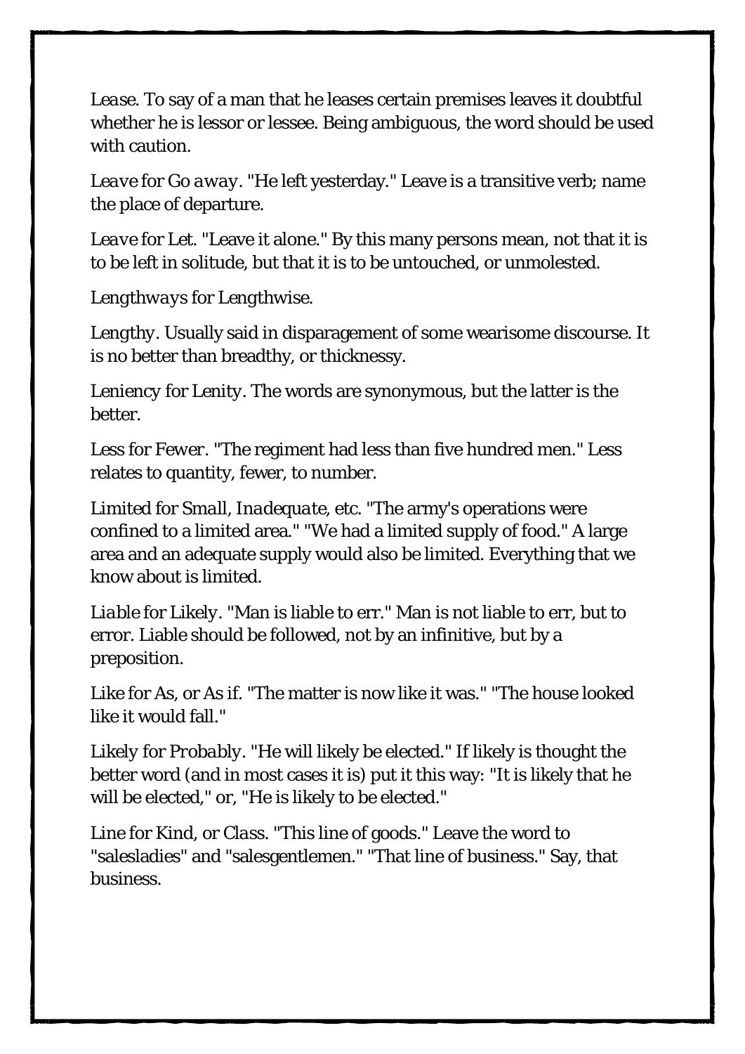*Lease.* To say of a man that he leases certain premises leaves it doubtful whether he is lessor or lessee. Being ambiguous, the word should be used with caution.

*Leave* for *Go away.* "He left yesterday." Leave is a transitive verb; name the place of departure.

*Leave* for *Let.* "Leave it alone." By this many persons mean, not that it is to be left in solitude, but that it is to be untouched, or unmolested.

*Lengthways* for *Lengthwise.*

*Lengthy.* Usually said in disparagement of some wearisome discourse. It is no better than breadthy, or thicknessy.

*Leniency* for *Lenity.* The words are synonymous, but the latter is the better.

*Less* for *Fewer.* "The regiment had less than five hundred men." Less relates to quantity, fewer, to number.

*Limited* for *Small, Inadequate,* etc. "The army's operations were confined to a limited area." "We had a limited supply of food." A large area and an adequate supply would also be limited. Everything that we know about is limited.

*Liable* for *Likely.* "Man is liable to err." Man is not liable to err, but to error. Liable should be followed, not by an infinitive, but by a preposition.

*Like* for *As,* or *As if.* "The matter is now like it was." "The house looked like it would fall."

*Likely* for *Probably.* "He will likely be elected." If likely is thought the better word (and in most cases it is) put it this way: "It is likely that he will be elected," or, "He is likely to be elected."

*Line* for *Kind,* or *Class.* "This line of goods." Leave the word to "salesladies" and "salesgentlemen." "That line of business." Say, that business.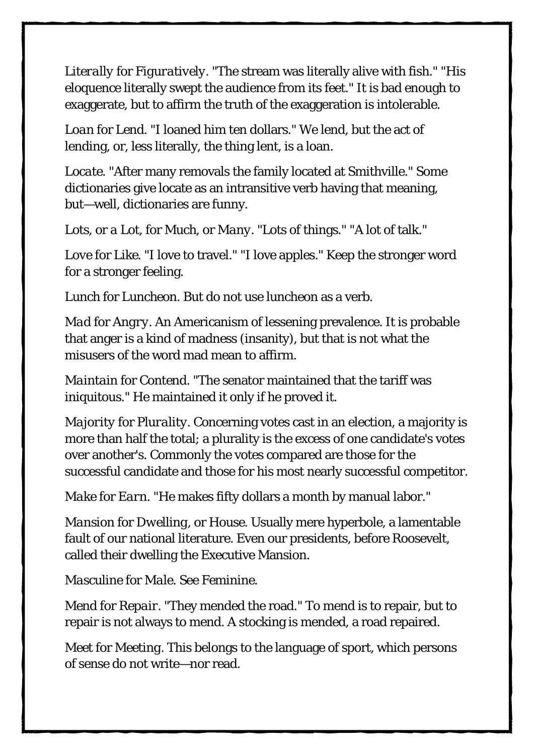*Literally* for *Figuratively*. "The stream was literally alive with fish." "His eloquence literally swept the audience from its feet." It is bad enough to exaggerate, but to affirm the truth of the exaggeration is intolerable.

*Loan* for *Lend*. "I loaned him ten dollars." We lend, but the act of lending, or, less literally, the thing lent, is a loan.

*Locate*. "After many removals the family located at Smithville." Some dictionaries give locate as an intransitive verb having that meaning, but—well, dictionaries are funny.

*Lots*, or *a Lot*, for *Much*, or *Many*. "Lots of things." "A lot of talk."

*Love* for *Like*. "I love to travel." "I love apples." Keep the stronger word for a stronger feeling.

*Lunch* for *Luncheon*. But do not use luncheon as a verb.

*Mad* for *Angry*. An Americanism of lessening prevalence. It is probable that anger is a kind of madness (insanity), but that is not what the misusers of the word mad mean to affirm.

*Maintain* for *Contend*. "The senator maintained that the tariff was iniquitous." He maintained it only if he proved it.

*Majority* for *Plurality*. Concerning votes cast in an election, a majority is more than half the total; a plurality is the excess of one candidate's votes over another's. Commonly the votes compared are those for the successful candidate and those for his most nearly successful competitor.

*Make* for *Earn*. "He makes fifty dollars a month by manual labor."

*Mansion* for *Dwelling*, or *House*. Usually mere hyperbole, a lamentable fault of our national literature. Even our presidents, before Roosevelt, called their dwelling the Executive Mansion.

*Masculine* for *Male*. See Feminine.

*Mend* for *Repair*. "They mended the road." To mend is to repair, but to repair is not always to mend. A stocking is mended, a road repaired.

*Meet* for *Meeting*. This belongs to the language of sport, which persons of sense do not write—nor read.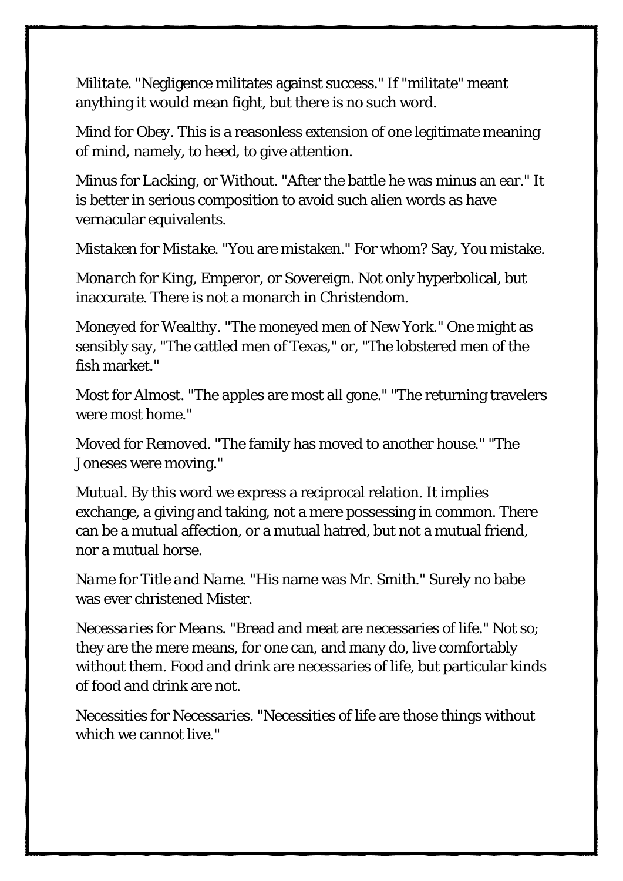*Militate.* "Negligence militates against success." If "militate" meant anything it would mean fight, but there is no such word.

*Mind* for *Obey.* This is a reasonless extension of one legitimate meaning of mind, namely, to heed, to give attention.

*Minus* for *Lacking*, or *Without.* "After the battle he was minus an ear." It is better in serious composition to avoid such alien words as have vernacular equivalents.

*Mistaken* for *Mistake.* "You are mistaken." For whom? Say, You mistake.

*Monarch* for *King, Emperor,* or *Sovereign.* Not only hyperbolical, but inaccurate. There is not a monarch in Christendom.

*Moneyed* for *Wealthy.* "The moneyed men of New York." One might as sensibly say, "The cattled men of Texas," or, "The lobstered men of the fish market."

*Most* for *Almost.* "The apples are most all gone." "The returning travelers were most home."

*Moved* for *Removed.* "The family has moved to another house." "The Joneses were moving."

*Mutual.* By this word we express a reciprocal relation. It implies exchange, a giving and taking, not a mere possessing in common. There can be a mutual affection, or a mutual hatred, but not a mutual friend, nor a mutual horse.

*Name* for *Title and Name.* "His name was Mr. Smith." Surely no babe was ever christened Mister.

*Necessaries* for *Means.* "Bread and meat are necessaries of life." Not so; they are the mere means, for one can, and many do, live comfortably without them. Food and drink are necessaries of life, but particular kinds of food and drink are not.

*Necessities* for *Necessaries.* "Necessities of life are those things without which we cannot live."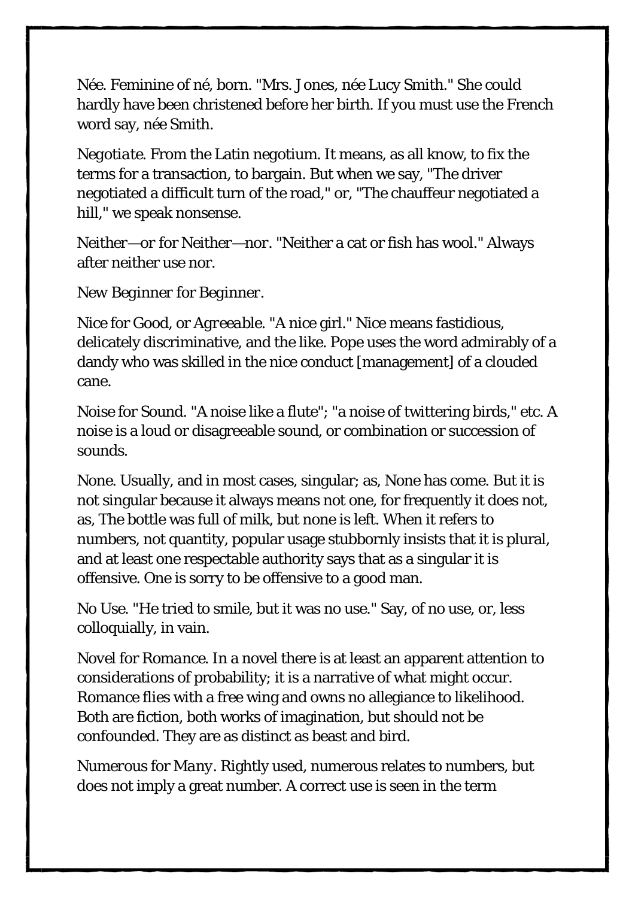*Née*. Feminine of *né*, born. "Mrs. Jones, née Lucy Smith." She could hardly have been christened before her birth. If you must use the French word say, née Smith.

*Negotiate*. From the Latin negotium. It means, as all know, to fix the terms for a transaction, to bargain. But when we say, "The driver negotiated a difficult turn of the road," or, "The chauffeur negotiated a hill," we speak nonsense.

*Neither—or* for *Neither—nor*. "Neither a cat or fish has wool." Always after neither use nor.

*New Beginner* for *Beginner*.

*Nice* for *Good*, or *Agreeable*. "A nice girl." Nice means fastidious, delicately discriminative, and the like. Pope uses the word admirably of a dandy who was skilled in the nice conduct [management] of a clouded cane.

*Noise* for *Sound*. "A noise like a flute"; "a noise of twittering birds," etc. A noise is a loud or disagreeable sound, or combination or succession of sounds.

*None*. Usually, and in most cases, singular; as, None has come. But it is not singular because it always means not one, for frequently it does not, as, The bottle was full of milk, but none is left. When it refers to numbers, not quantity, popular usage stubbornly insists that it is plural, and at least one respectable authority says that as a singular it is offensive. One is sorry to be offensive to a good man.

*No Use*. "He tried to smile, but it was no use." Say, of no use, or, less colloquially, in vain.

*Novel* for *Romance*. In a novel there is at least an apparent attention to considerations of probability; it is a narrative of what might occur. Romance flies with a free wing and owns no allegiance to likelihood. Both are fiction, both works of imagination, but should not be confounded. They are as distinct as beast and bird.

*Numerous* for *Many*. Rightly used, numerous relates to numbers, but does not imply a great number. A correct use is seen in the term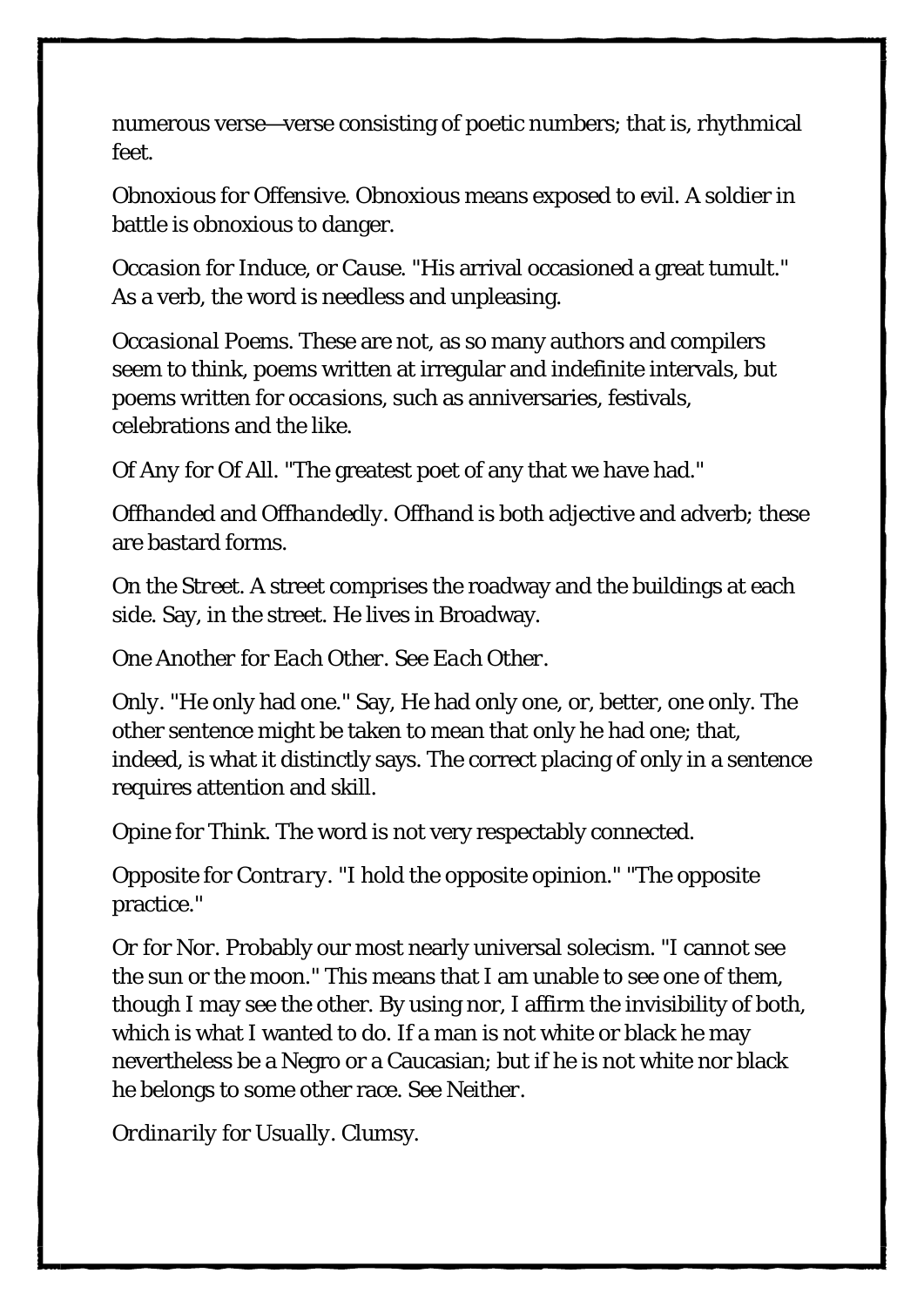numerous verse—verse consisting of poetic numbers; that is, rhythmical feet.

*Obnoxious* for *Offensive*. Obnoxious means exposed to evil. A soldier in battle is obnoxious to danger.

*Occasion* for *Induce*, or *Cause*. "His arrival occasioned a great tumult." As a verb, the word is needless and unpleasing.

*Occasional Poems*. These are not, as so many authors and compilers seem to think, poems written at irregular and indefinite intervals, but poems written for *occasions*, such as anniversaries, festivals, celebrations and the like.

*Of Any* for *Of All*. "The greatest poet of any that we have had."

*Offhanded* and *Offhandedly*. Offhand is both adjective and adverb; these are bastard forms.

*On the Street*. A street comprises the roadway and the buildings at each side. Say, in the street. He lives in Broadway.

*One Another* for *Each Other*. See *Each Other*.

*Only*. "He only had one." Say, He had only one, or, better, one only. The other sentence might be taken to mean that only he had one; that, indeed, is what it distinctly says. The correct placing of only in a sentence requires attention and skill.

*Opine* for *Think*. The word is not very respectably connected.

*Opposite* for *Contrary*. "I hold the opposite opinion." "The opposite practice."

*Or* for *Nor*. Probably our most nearly universal solecism. "I cannot see the sun or the moon." This means that I am unable to see one of them, though I may see the other. By using nor, I affirm the invisibility of both, which is what I wanted to do. If a man is not white or black he may nevertheless be a Negro or a Caucasian; but if he is not white nor black he belongs to some other race. See *Neither*.

*Ordinarily* for *Usually*. Clumsy.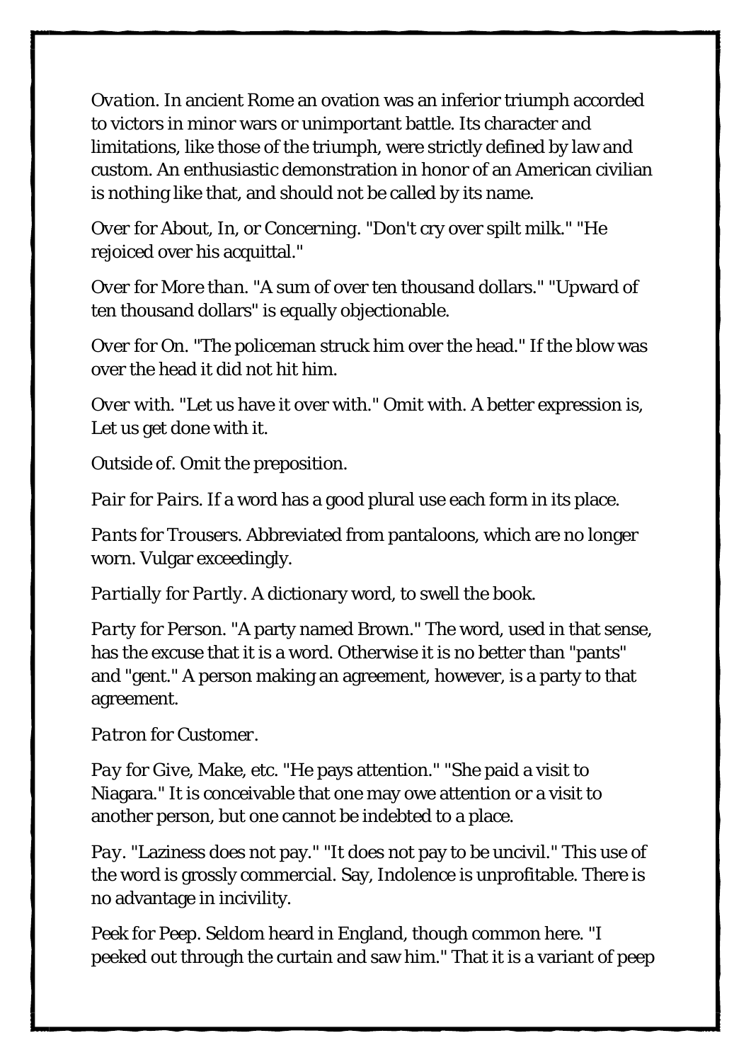*Ovation.* In ancient Rome an ovation was an inferior triumph accorded to victors in minor wars or unimportant battle. Its character and limitations, like those of the triumph, were strictly defined by law and custom. An enthusiastic demonstration in honor of an American civilian is nothing like that, and should not be called by its name.

*Over* for *About*, *In*, or *Concerning*. "Don't cry over spilt milk." "He rejoiced over his acquittal."

*Over* for *More than*. "A sum of over ten thousand dollars." "Upward of ten thousand dollars" is equally objectionable.

*Over* for *On*. "The policeman struck him over the head." If the blow was over the head it did not hit him.

*Over with*. "Let us have it over with." Omit with. A better expression is, Let us get done with it.

*Outside of*. Omit the preposition.

*Pair* for *Pairs*. If a word has a good plural use each form in its place.

*Pants* for *Trousers*. Abbreviated from pantaloons, which are no longer worn. Vulgar exceedingly.

*Partially* for *Partly*. A dictionary word, to swell the book.

*Party* for *Person*. "A party named Brown." The word, used in that sense, has the excuse that it is a word. Otherwise it is no better than "pants" and "gent." A person making an agreement, however, is a party to that agreement.

*Patron* for *Customer*.

*Pay* for *Give*, *Make*, etc. "He pays attention." "She paid a visit to Niagara." It is conceivable that one may owe attention or a visit to another person, but one cannot be indebted to a place.

*Pay*. "Laziness does not pay." "It does not pay to be uncivil." This use of the word is grossly commercial. Say, Indolence is unprofitable. There is no advantage in incivility.

*Peek* for *Peep*. Seldom heard in England, though common here. "I peeked out through the curtain and saw him." That it is a variant of peep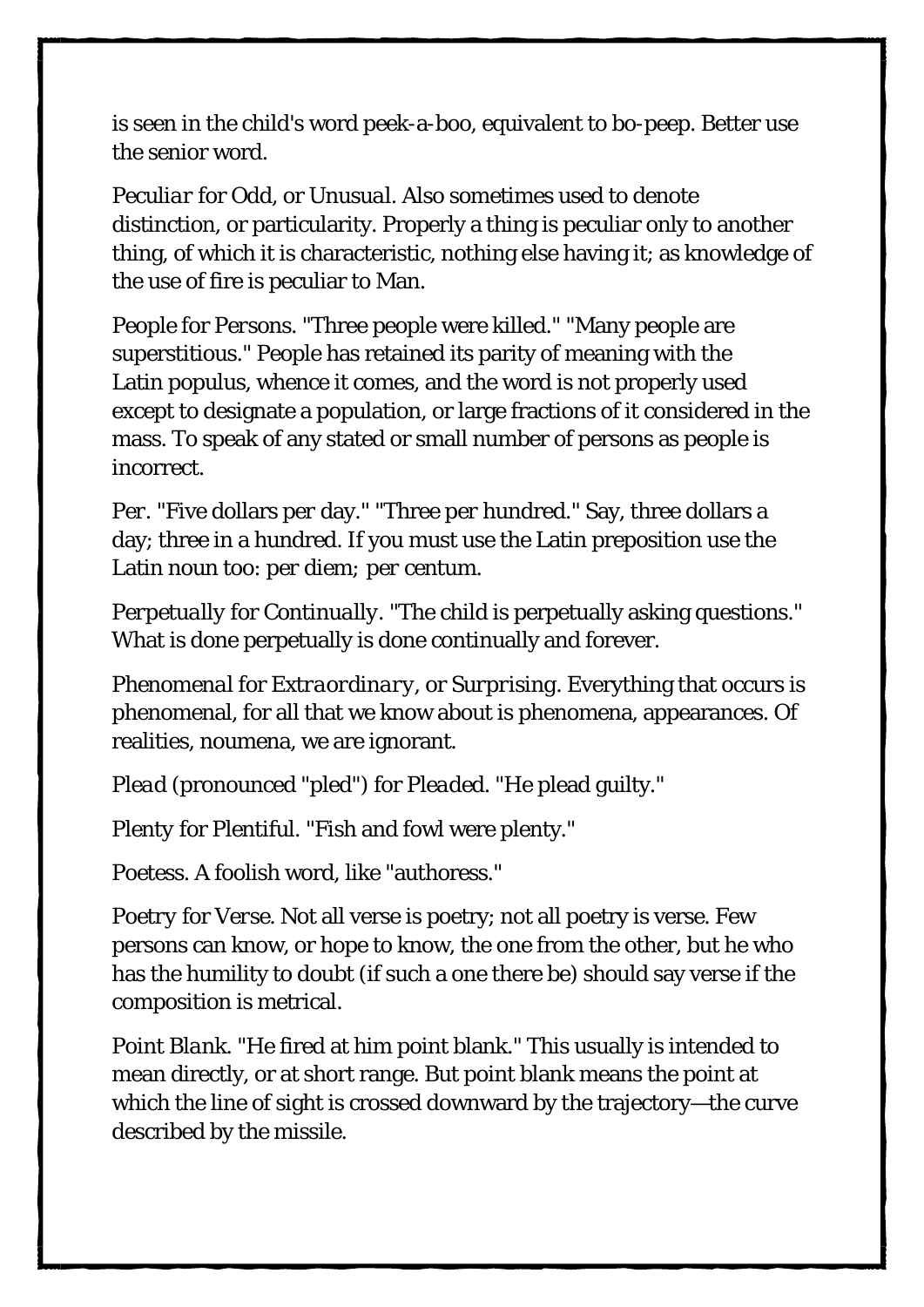is seen in the child's word peek-a-boo, equivalent to bo-peep. Better use the senior word.

*Peculiar* for *Odd*, or *Unusual*. Also sometimes used to denote distinction, or particularity. Properly a thing is peculiar only to another thing, of which it is characteristic, nothing else having it; as knowledge of the use of fire is peculiar to Man.

*People* for *Persons*. "Three people were killed." "Many people are superstitious." People has retained its parity of meaning with the Latin populus, whence it comes, and the word is not properly used except to designate a population, or large fractions of it considered in the mass. To speak of any stated or small number of persons as people is incorrect.

*Per*. "Five dollars per day." "Three per hundred." Say, three dollars a day; three in a hundred. If you must use the Latin preposition use the Latin noun too: per diem; per centum.

*Perpetually* for *Continually*. "The child is perpetually asking questions." What is done perpetually is done continually and forever.

*Phenomenal* for *Extraordinary*, or *Surprising*. Everything that occurs is phenomenal, for all that we know about is phenomena, appearances. Of realities, noumena, we are ignorant.

*Plead* (pronounced "pled") for *Pleaded*. "He plead guilty."

*Plenty* for *Plentiful*. "Fish and fowl were plenty."

*Poetess*. A foolish word, like "authoress."

*Poetry* for *Verse*. Not all verse is poetry; not all poetry is verse. Few persons can know, or hope to know, the one from the other, but he who has the humility to doubt (if such a one there be) should say verse if the composition is metrical.

*Point Blank*. "He fired at him point blank." This usually is intended to mean directly, or at short range. But point blank means the point at which the line of sight is crossed downward by the trajectory—the curve described by the missile.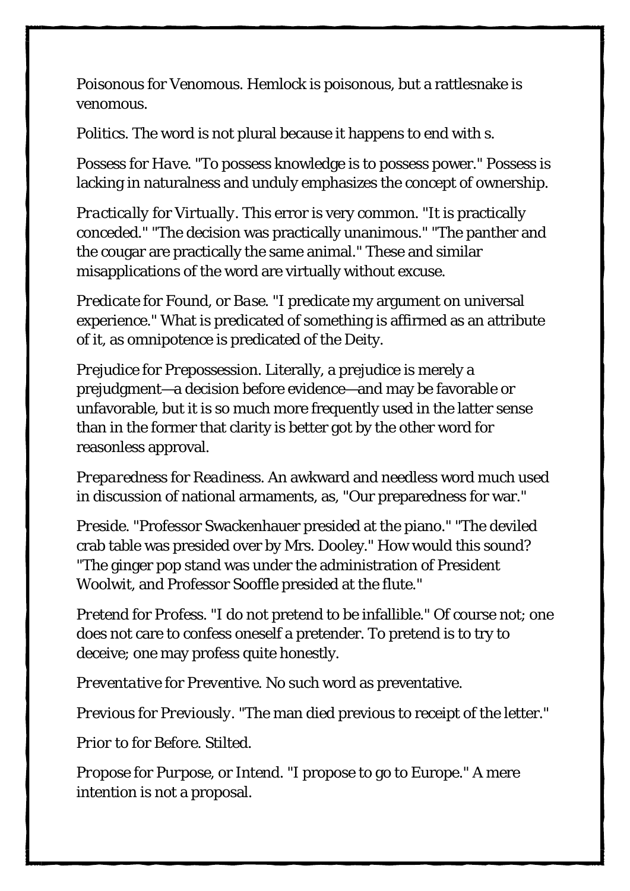*Poisonous* for *Venomous*. Hemlock is poisonous, but a rattlesnake is venomous.

*Politics*. The word is not plural because it happens to end with s.

*Possess* for *Have*. "To possess knowledge is to possess power." Possess is lacking in naturalness and unduly emphasizes the concept of ownership.

*Practically* for *Virtually*. This error is very common. "It is practically conceded." "The decision was practically unanimous." "The panther and the cougar are practically the same animal." These and similar misapplications of the word are virtually without excuse.

*Predicate* for *Found*, or *Base*. "I predicate my argument on universal experience." What is predicated of something is affirmed as an attribute of it, as omnipotence is predicated of the Deity.

*Prejudice* for *Prepossession*. Literally, a prejudice is merely a prejudgment—a decision before evidence—and may be favorable or unfavorable, but it is so much more frequently used in the latter sense than in the former that clarity is better got by the other word for reasonless approval.

*Preparedness* for *Readiness*. An awkward and needless word much used in discussion of national armaments, as, "Our preparedness for war."

*Preside*. "Professor Swackenhauer presided at the piano." "The deviled crab table was presided over by Mrs. Dooley." How would this sound? "The ginger pop stand was under the administration of President Woolwit, and Professor Sooffle presided at the flute."

*Pretend* for *Profess*. "I do not pretend to be infallible." Of course not; one does not care to confess oneself a pretender. To pretend is to try to deceive; one may profess quite honestly.

*Preventative* for *Preventive*. No such word as preventative.

*Previous* for *Previously*. "The man died previous to receipt of the letter."

*Prior to* for *Before*. Stilted.

*Propose* for *Purpose*, or *Intend*. "I propose to go to Europe." A mere intention is not a proposal.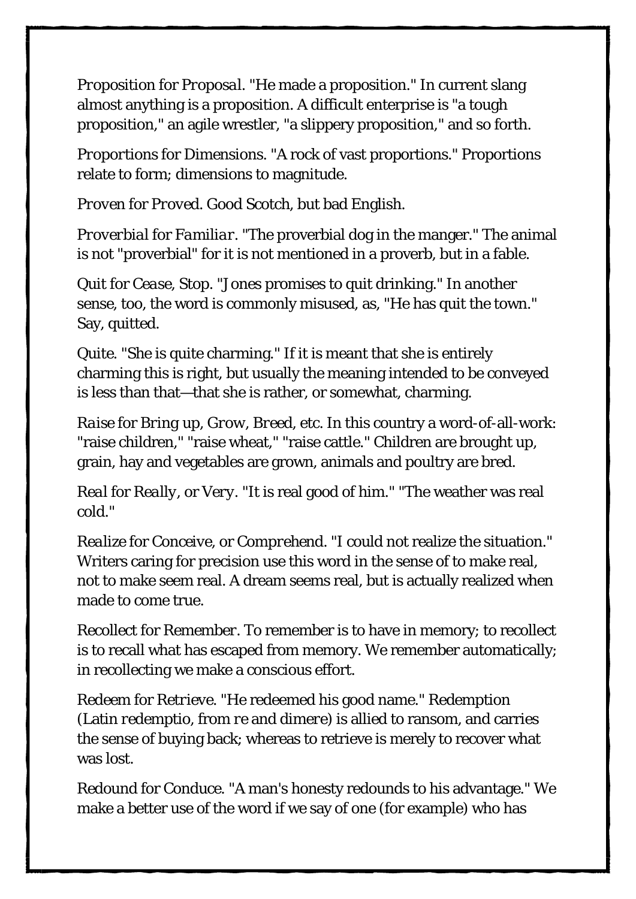*Proposition* for *Proposal*. "He made a proposition." In current slang almost anything is a proposition. A difficult enterprise is "a tough proposition," an agile wrestler, "a slippery proposition," and so forth.

*Proportions* for *Dimensions*. "A rock of vast proportions." Proportions relate to form; dimensions to magnitude.

*Proven* for *Proved*. Good Scotch, but bad English.

*Proverbial* for *Familiar*. "The proverbial dog in the manger." The animal is not "proverbial" for it is not mentioned in a proverb, but in a fable.

*Quit* for *Cease*, *Stop*. "Jones promises to quit drinking." In another sense, too, the word is commonly misused, as, "He has quit the town." Say, quitted.

*Quite*. "She is quite charming." If it is meant that she is entirely charming this is right, but usually the meaning intended to be conveyed is less than that—that she is rather, or somewhat, charming.

*Raise* for *Bring up*, *Grow*, *Breed*, etc. In this country a word-of-all-work: "raise children," "raise wheat," "raise cattle." Children are brought up, grain, hay and vegetables are grown, animals and poultry are bred.

*Real* for *Really*, or *Very*. "It is real good of him." "The weather was real cold."

*Realize* for *Conceive*, or *Comprehend*. "I could not realize the situation." Writers caring for precision use this word in the sense of to make real, not to make seem real. A dream seems real, but is actually realized when made to come true.

*Recollect* for *Remember*. To remember is to have in memory; to recollect is to recall what has escaped from memory. We remember automatically; in recollecting we make a conscious effort.

*Redeem* for *Retrieve*. "He redeemed his good name." Redemption (Latin *redemptio*, from *re* and *dimere*) is allied to ransom, and carries the sense of buying back; whereas to retrieve is merely to recover what was lost.

*Redound* for *Conduce*. "A man's honesty redounds to his advantage." We make a better use of the word if we say of one (for example) who has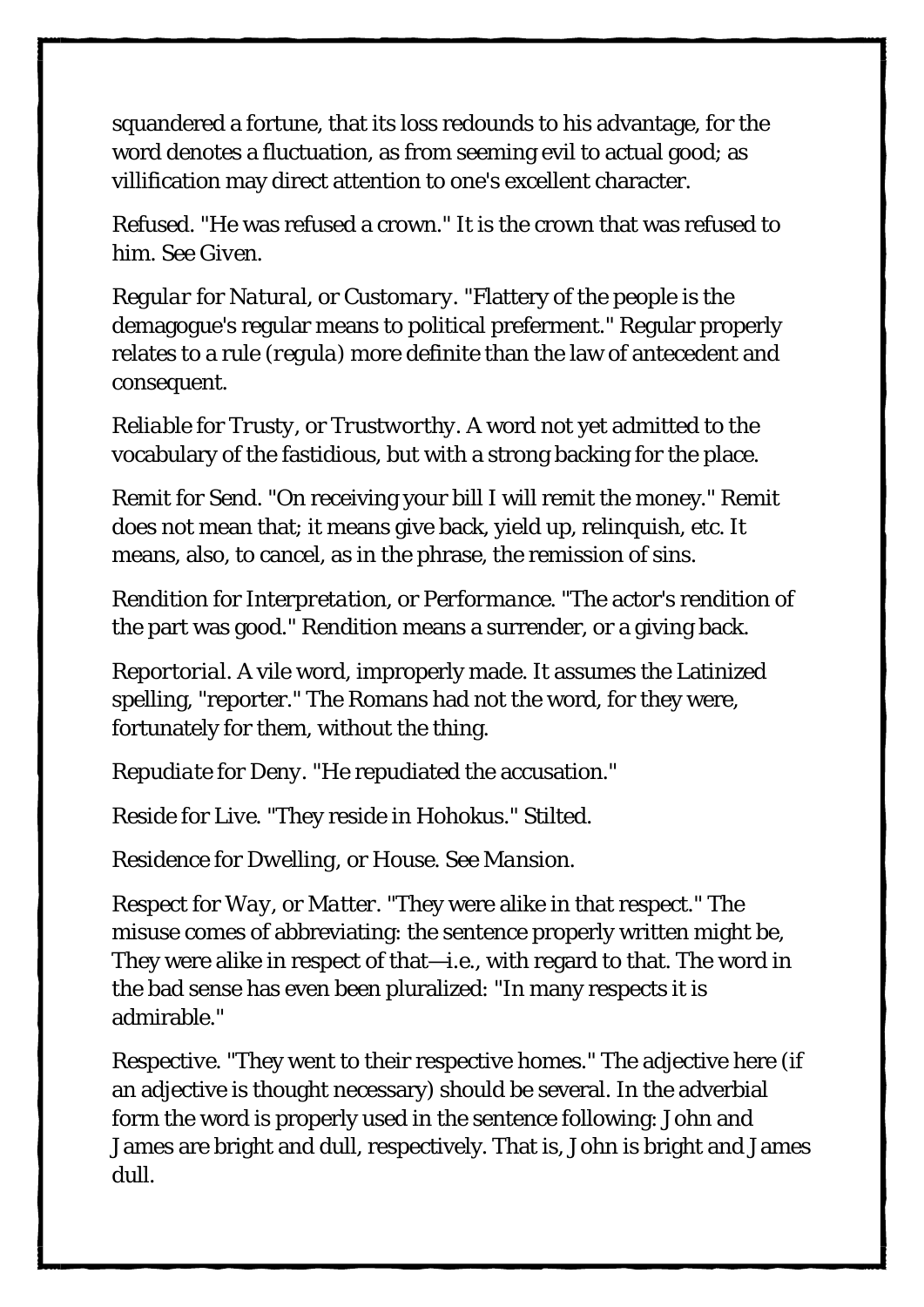squandered a fortune, that its loss redounds to his advantage, for the word denotes a fluctuation, as from seeming evil to actual good; as villification may direct attention to one's excellent character.

Refused. "He was refused a crown." It is the crown that was refused to him. See Given.

*Regular* for *Natural*, or *Customary*. "Flattery of the people is the demagogue's regular means to political preferment." Regular properly relates to a rule (*regula*) more definite than the law of antecedent and consequent.

*Reliable* for *Trusty*, or *Trustworthy*. A word not yet admitted to the vocabulary of the fastidious, but with a strong backing for the place.

Remit for Send. "On receiving your bill I will remit the money." Remit does not mean that; it means give back, yield up, relinquish, etc. It means, also, to cancel, as in the phrase, the remission of sins.

Rendition for *Interpretation*, or *Performance*. "The actor's rendition of the part was good." Rendition means a surrender, or a giving back.

*Reportorial*. A vile word, improperly made. It assumes the Latinized spelling, "reporter." The Romans had not the word, for they were, fortunately for them, without the thing.

*Repudiate* for *Deny*. "He repudiated the accusation."

Reside for Live. "They reside in Hohokus." Stilted.

Residence for Dwelling, or House. See *Mansion*.

Respect for *Way*, or *Matter*. "They were alike in that respect." The misuse comes of abbreviating: the sentence properly written might be, They were alike in respect of that—i.e., with regard to that. The word in the bad sense has even been pluralized: "In many respects it is admirable."

Respective. "They went to their respective homes." The adjective here (if an adjective is thought necessary) should be several. In the adverbial form the word is properly used in the sentence following: John and James are bright and dull, respectively. That is, John is bright and James dull.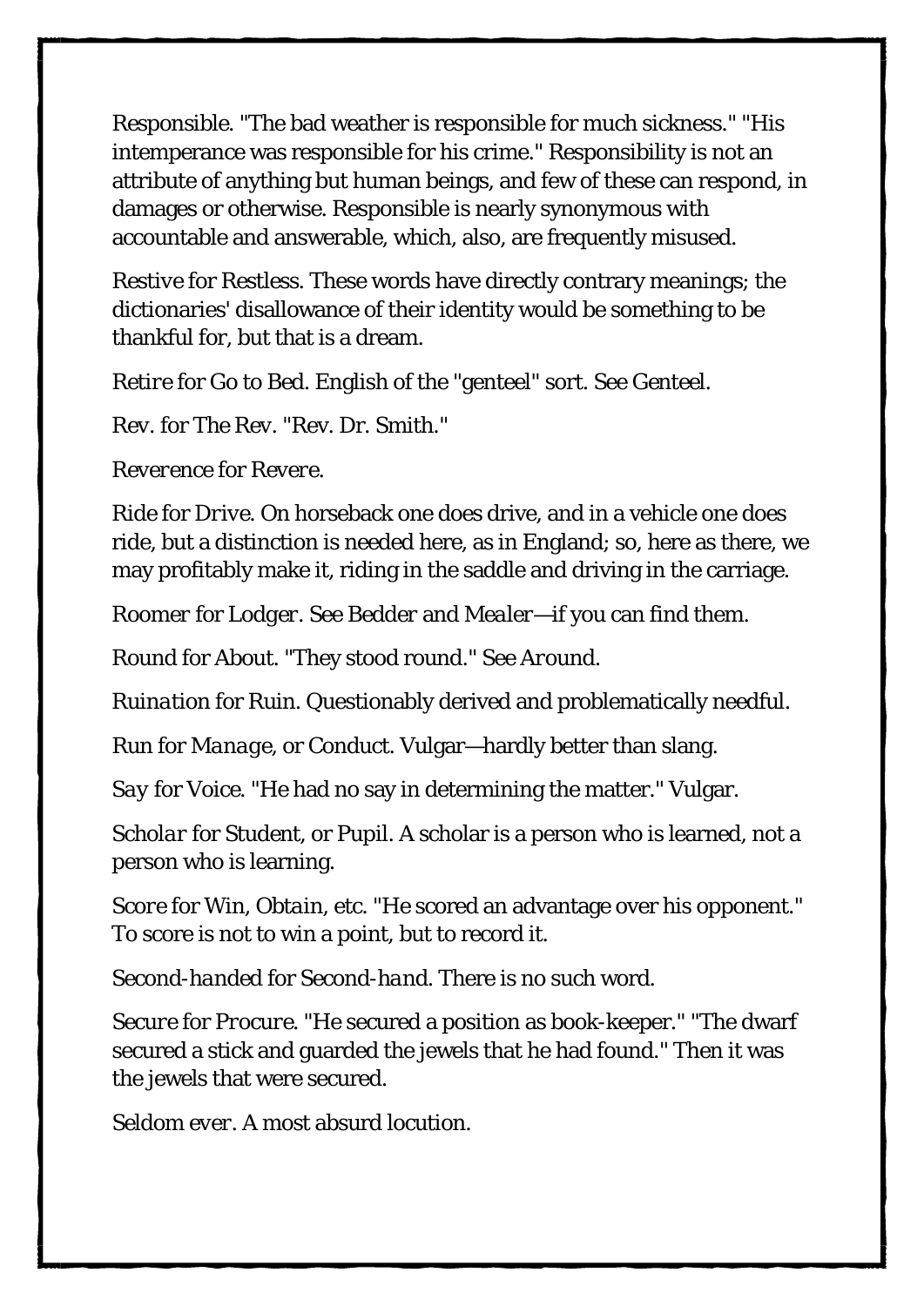Responsible. "The bad weather is responsible for much sickness." "His intemperance was responsible for his crime." Responsibility is not an attribute of anything but human beings, and few of these can respond, in damages or otherwise. Responsible is nearly synonymous with accountable and answerable, which, also, are frequently misused.

Restive for Restless. These words have directly contrary meanings; the dictionaries' disallowance of their identity would be something to be thankful for, but that is a dream.

*Retire* for *Go to Bed*. English of the "genteel" sort. See Genteel.

*Rev.* for *The Rev.* "Rev. Dr. Smith."

*Reverence* for *Revere*.

*Ride* for *Drive*. On horseback one does drive, and in a vehicle one does ride, but a distinction is needed here, as in England; so, here as there, we may profitably make it, riding in the saddle and driving in the carriage.

*Roomer* for *Lodger*. See *Bedder* and *Mealer*—if you can find them.

Round for About. "They stood round." See *Around*.

*Ruination* for Ruin. Questionably derived and problematically needful.

Run for *Manage*, or Conduct. Vulgar—hardly better than slang.

*Say* for Voice. "He had no say in determining the matter." Vulgar.

*Scholar* for Student, or Pupil. A scholar is a person who is learned, not a person who is learning.

*Score* for *Win*, *Obtain*, etc. "He scored an advantage over his opponent." To score is not to win a point, but to record it.

*Second-handed* for *Second-hand*. There is no such word.

*Secure* for *Procure*. "He secured a position as book-keeper." "The dwarf secured a stick and guarded the jewels that he had found." Then it was the jewels that were secured.

Seldom ever. A most absurd locution.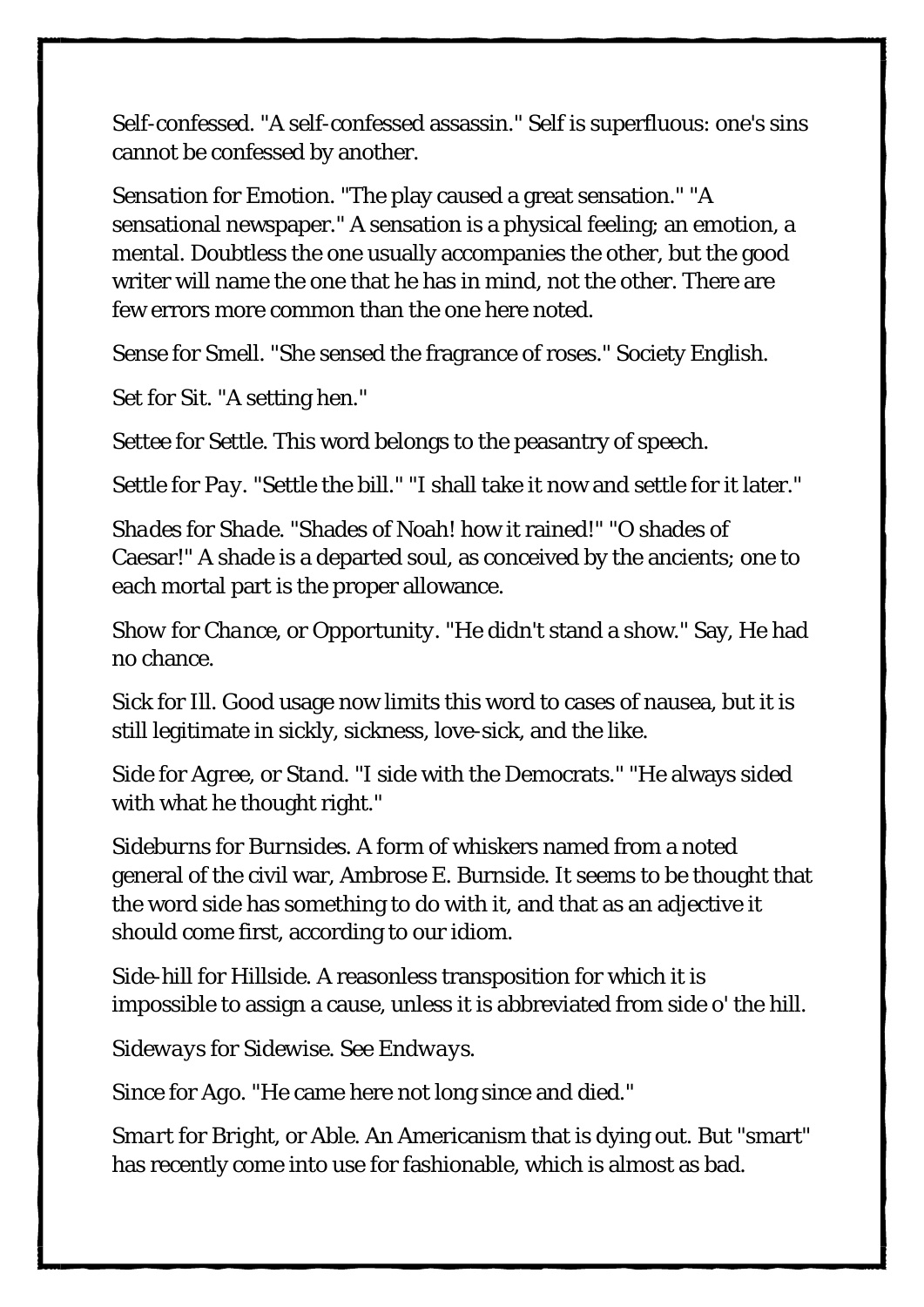Self-confessed. "A self-confessed assassin." Self is superfluous: one's sins cannot be confessed by another.

*Sensation* for *Emotion*. "The play caused a great sensation." "A sensational newspaper." A sensation is a physical feeling; an emotion, a mental. Doubtless the one usually accompanies the other, but the good writer will name the one that he has in mind, not the other. There are few errors more common than the one here noted.

*Sense* for *Smell*. "She sensed the fragrance of roses." Society English.

*Set* for *Sit*. "A setting hen."

*Settee* for *Settle*. This word belongs to the peasantry of speech.

*Settle* for *Pay*. "Settle the bill." "I shall take it now and settle for it later."

*Shades* for *Shade*. "Shades of Noah! how it rained!" "O shades of Caesar!" A shade is a departed soul, as conceived by the ancients; one to each mortal part is the proper allowance.

*Show* for *Chance*, or *Opportunity*. "He didn't stand a show." Say, He had no chance.

*Sick* for *Ill*. Good usage now limits this word to cases of nausea, but it is still legitimate in sickly, sickness, love-sick, and the like.

*Side* for *Agree*, or *Stand*. "I side with the Democrats." "He always sided with what he thought right."

*Sideburns* for *Burnsides*. A form of whiskers named from a noted general of the civil war, Ambrose E. Burnside. It seems to be thought that the word side has something to do with it, and that as an adjective it should come first, according to our idiom.

*Side-hill* for *Hillside*. A reasonless transposition for which it is impossible to assign a cause, unless it is abbreviated from side o' the hill.

*Sideways* for *Sidewise*. See *Endways*.

*Since* for *Ago*. "He came here not long since and died."

*Smart* for *Bright*, or *Able*. An Americanism that is dying out. But "smart" has recently come into use for fashionable, which is almost as bad.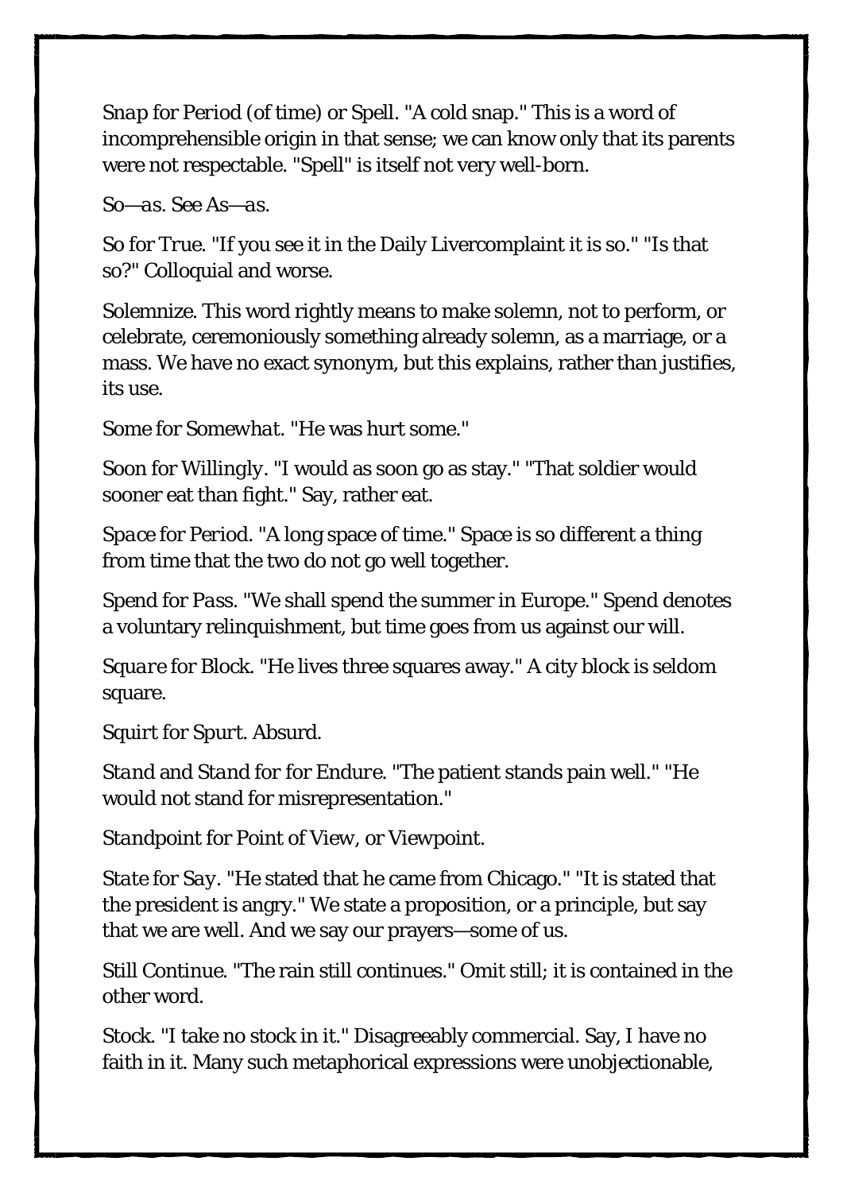*Snap* for *Period* (of time) or *Spell*. "A cold snap." This is a word of incomprehensible origin in that sense; we can know only that its parents were not respectable. "Spell" is itself not very well-born.

*So—as*. See *As—as*.

*So* for *True*. "If you see it in the Daily Livercomplaint it is so." "Is that so?" Colloquial and worse.

*Solemnize*. This word rightly means to make solemn, not to perform, or celebrate, ceremoniously something already solemn, as a marriage, or a mass. We have no exact synonym, but this explains, rather than justifies, its use.

*Some* for *Somewhat*. "He was hurt some."

*Soon* for *Willingly*. "I would as soon go as stay." "That soldier would sooner eat than fight." Say, rather eat.

*Space* for *Period*. "A long space of time." Space is so different a thing from time that the two do not go well together.

*Spend* for *Pass*. "We shall spend the summer in Europe." Spend denotes a voluntary relinquishment, but time goes from us against our will.

*Square* for *Block*. "He lives three squares away." A city block is seldom square.

*Squirt* for *Spurt*. Absurd.

*Stand* and *Stand for* for *Endure*. "The patient stands pain well." "He would not stand for misrepresentation."

*Standpoint* for *Point of View*, or *Viewpoint*.

*State* for *Say*. "He stated that he came from Chicago." "It is stated that the president is angry." We state a proposition, or a principle, but say that we are well. And we say our prayers—some of us.

*Still Continue*. "The rain still continues." Omit still; it is contained in the other word.

*Stock*. "I take no stock in it." Disagreeably commercial. Say, I have no faith in it. Many such metaphorical expressions were unobjectionable,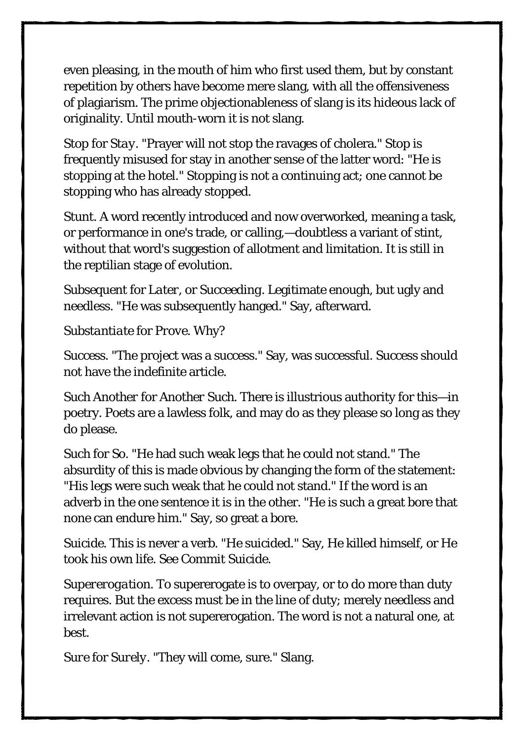even pleasing, in the mouth of him who first used them, but by constant repetition by others have become mere slang, with all the offensiveness of plagiarism. The prime objectionableness of slang is its hideous lack of originality. Until mouth-worn it is not slang.

*Stop* for *Stay*. "Prayer will not stop the ravages of cholera." Stop is frequently misused for stay in another sense of the latter word: "He is stopping at the hotel." Stopping is not a continuing act; one cannot be stopping who has already stopped.

*Stunt*. A word recently introduced and now overworked, meaning a task, or performance in one's trade, or calling,—doubtless a variant of stint, without that word's suggestion of allotment and limitation. It is still in the reptilian stage of evolution.

*Subsequent* for *Later*, or *Succeeding*. Legitimate enough, but ugly and needless. "He was subsequently hanged." Say, afterward.

*Substantiate* for *Prove*. Why?

*Success*. "The project was a success." Say, was successful. Success should not have the indefinite article.

*Such Another* for *Another Such*. There is illustrious authority for this—in poetry. Poets are a lawless folk, and may do as they please so long as they do please.

*Such* for *So*. "He had such weak legs that he could not stand." The absurdity of this is made obvious by changing the form of the statement: "His legs were such weak that he could not stand." If the word is an adverb in the one sentence it is in the other. "He is such a great bore that none can endure him." Say, so great a bore.

*Suicide*. This is never a verb. "He suicided." Say, He killed himself, or He took his own life. See *Commit Suicide*.

*Supererogation*. To supererogate is to overpay, or to do more than duty requires. But the excess must be in the line of duty; merely needless and irrelevant action is not supererogation. The word is not a natural one, at best.

*Sure* for *Surely*. "They will come, sure." Slang.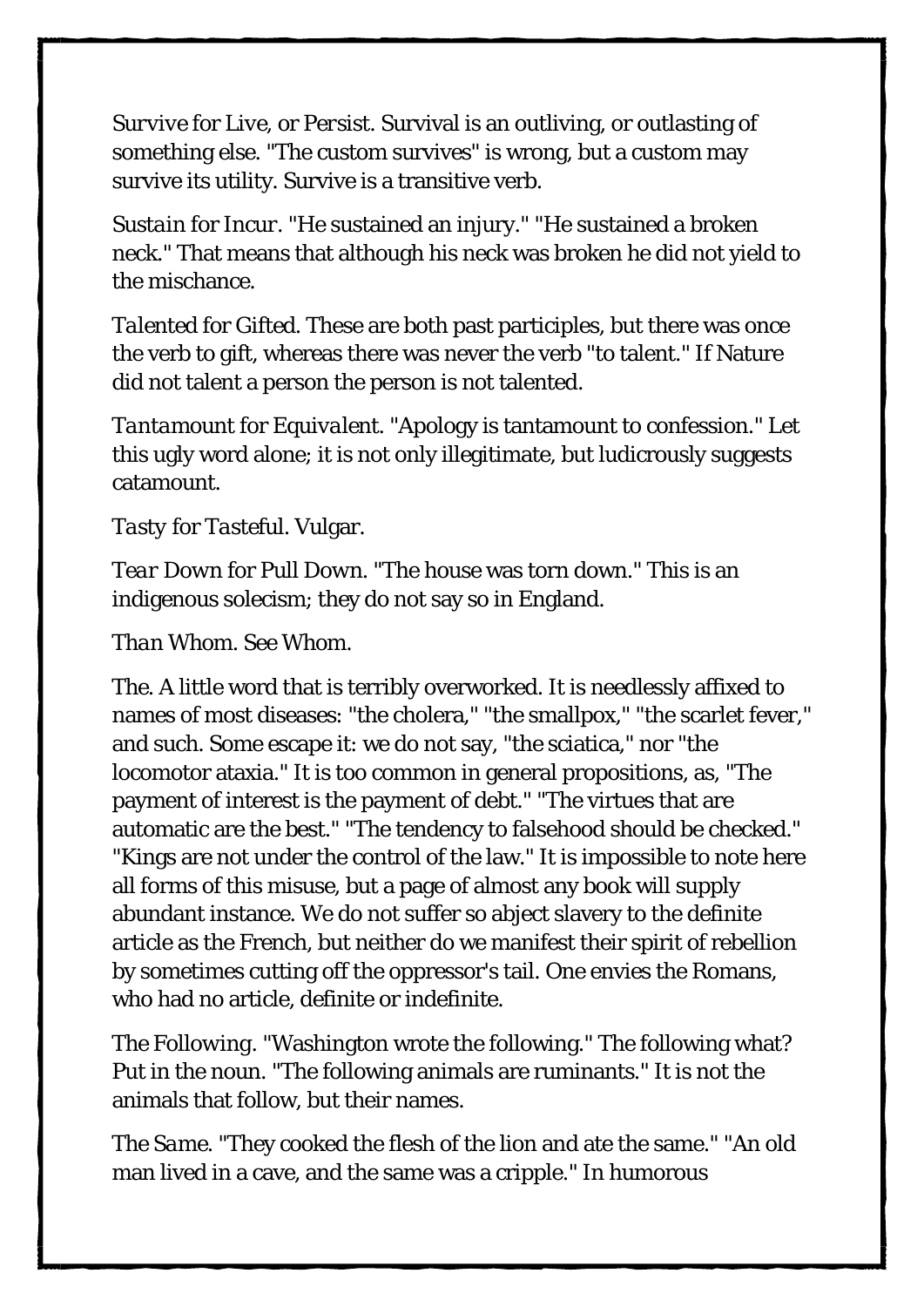*Survive* for *Live*, or *Persist*. Survival is an outliving, or outlasting of something else. "The custom survives" is wrong, but a custom may survive its utility. Survive is a transitive verb.

*Sustain* for *Incur*. "He sustained an injury." "He sustained a broken neck." That means that although his neck was broken he did not yield to the mischance.

*Talented* for *Gifted*. These are both past participles, but there was once the verb to gift, whereas there was never the verb "to talent." If Nature did not talent a person the person is not talented.

*Tantamount* for *Equivalent*. "Apology is tantamount to confession." Let this ugly word alone; it is not only illegitimate, but ludicrously suggests catamount.

*Tasty* for *Tasteful*. Vulgar.

*Tear Down* for *Pull Down*. "The house was torn down." This is an indigenous solecism; they do not say so in England.

*Than Whom*. See Whom.

*The*. A little word that is terribly overworked. It is needlessly affixed to names of most diseases: "the cholera," "the smallpox," "the scarlet fever," and such. Some escape it: we do not say, "the sciatica," nor "the locomotor ataxia." It is too common in general propositions, as, "The payment of interest is the payment of debt." "The virtues that are automatic are the best." "The tendency to falsehood should be checked." "Kings are not under the control of the law." It is impossible to note here all forms of this misuse, but a page of almost any book will supply abundant instance. We do not suffer so abject slavery to the definite article as the French, but neither do we manifest their spirit of rebellion by sometimes cutting off the oppressor's tail. One envies the Romans, who had no article, definite or indefinite.

*The Following*. "Washington wrote the following." The following what? Put in the noun. "The following animals are ruminants." It is not the animals that follow, but their names.

*The Same*. "They cooked the flesh of the lion and ate the same." "An old man lived in a cave, and the same was a cripple." In humorous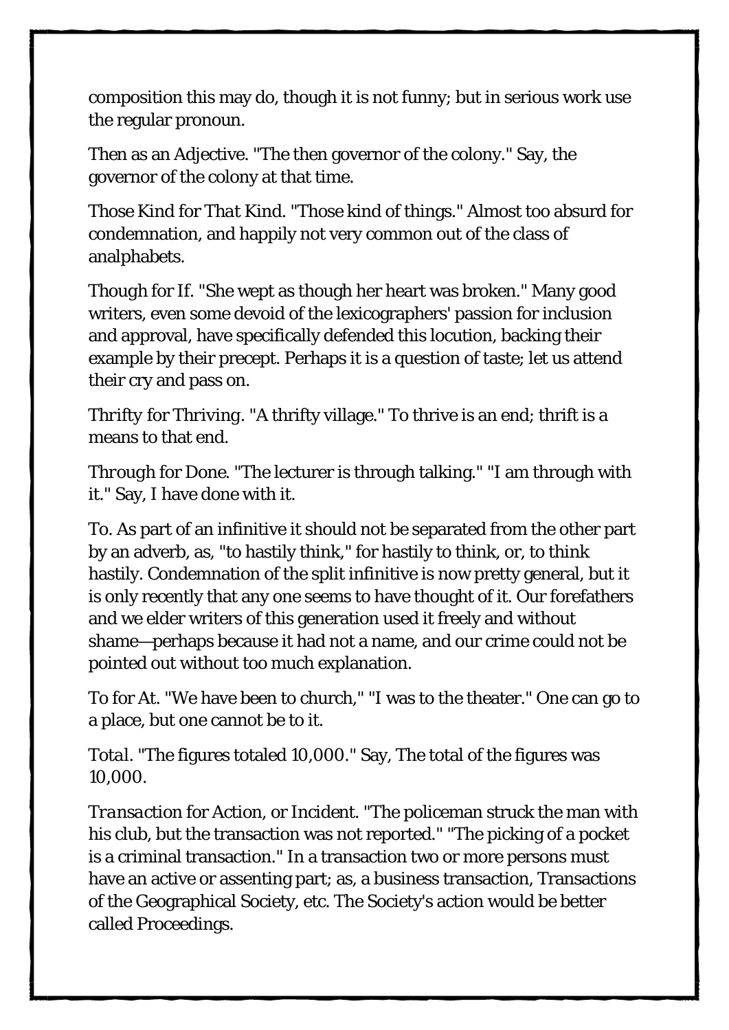composition this may do, though it is not funny; but in serious work use the regular pronoun.

*Then* as an Adjective. "The then governor of the colony." Say, the governor of the colony at that time.

*Those Kind* for *That Kind*. "Those kind of things." Almost too absurd for condemnation, and happily not very common out of the class of analphabets.

*Though* for *If*. "She wept as though her heart was broken." Many good writers, even some devoid of the lexicographers' passion for inclusion and approval, have specifically defended this locution, backing their example by their precept. Perhaps it is a question of taste; let us attend their cry and pass on.

*Thrifty* for *Thriving*. "A thrifty village." To thrive is an end; thrift is a means to that end.

*Through* for *Done*. "The lecturer is through talking." "I am through with it." Say, I have done with it.

*To*. As part of an infinitive it should not be separated from the other part by an adverb, as, "to hastily think," for hastily to think, or, to think hastily. Condemnation of the split infinitive is now pretty general, but it is only recently that any one seems to have thought of it. Our forefathers and we elder writers of this generation used it freely and without shame—perhaps because it had not a name, and our crime could not be pointed out without too much explanation.

*To* for *At*. "We have been to church," "I was to the theater." One can go to a place, but one cannot be to it.

*Total*. "The figures totaled 10,000." Say, The total of the figures was 10,000.

*Transaction* for *Action*, or *Incident*. "The policeman struck the man with his club, but the transaction was not reported." "The picking of a pocket is a criminal transaction." In a transaction two or more persons must have an active or assenting part; as, a business transaction, Transactions of the Geographical Society, etc. The Society's action would be better called Proceedings.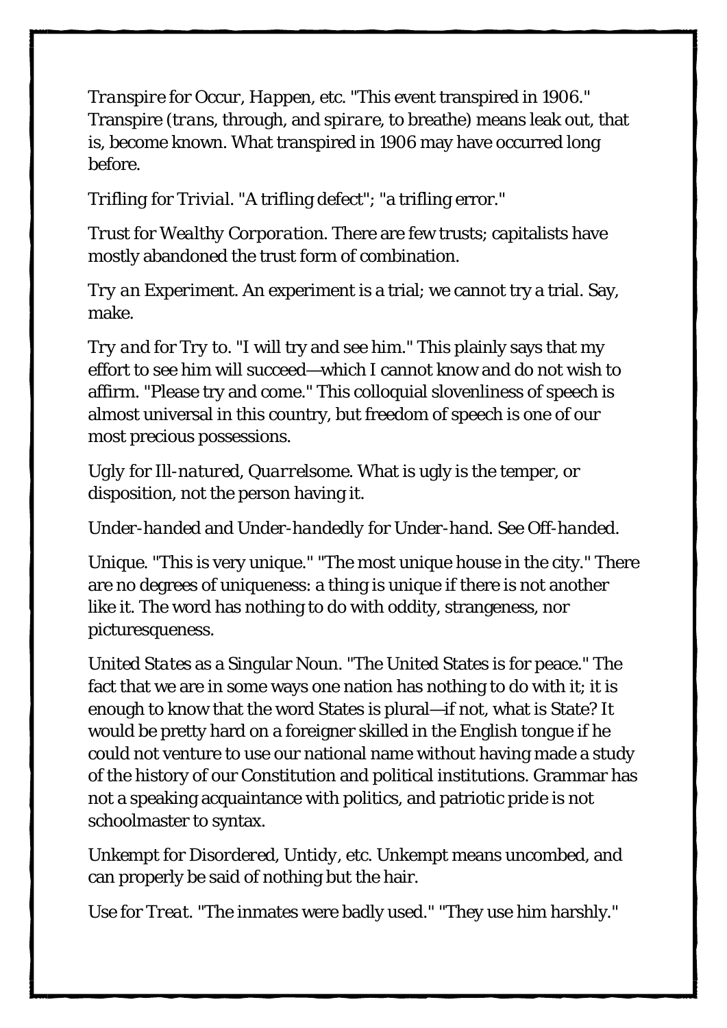*Transpire* for *Occur, Happen*, etc. "This event transpired in 1906." Transpire (*trans*, through, and *spirare*, to breathe) means leak out, that is, become known. What transpired in 1906 may have occurred long before.

*Trifling* for *Trivial*. "A trifling defect"; "a trifling error."

*Trust* for *Wealthy Corporation*. There are few trusts; capitalists have mostly abandoned the trust form of combination.

*Try an Experiment*. An experiment is a trial; we cannot try a trial. Say, make.

*Try and* for *Try to*. "I will try and see him." This plainly says that my effort to see him will succeed—which I cannot know and do not wish to affirm. "Please try and come." This colloquial slovenliness of speech is almost universal in this country, but freedom of speech is one of our most precious possessions.

*Ugly* for *Ill-natured, Quarrelsome*. What is ugly is the temper, or disposition, not the person having it.

*Under-handed* and *Under-handedly* for *Under-hand*. See *Off-handed*.

*Unique*. "This is very unique." "The most unique house in the city." There are no degrees of uniqueness: a thing is unique if there is not another like it. The word has nothing to do with oddity, strangeness, nor picturesqueness.

*United States as a Singular Noun*. "The United States is for peace." The fact that we are in some ways one nation has nothing to do with it; it is enough to know that the word States is plural—if not, what is State? It would be pretty hard on a foreigner skilled in the English tongue if he could not venture to use our national name without having made a study of the history of our Constitution and political institutions. Grammar has not a speaking acquaintance with politics, and patriotic pride is not schoolmaster to syntax.

*Unkempt* for *Disordered, Untidy*, etc. Unkempt means uncombed, and can properly be said of nothing but the hair.

*Use* for *Treat*. "The inmates were badly used." "They use him harshly."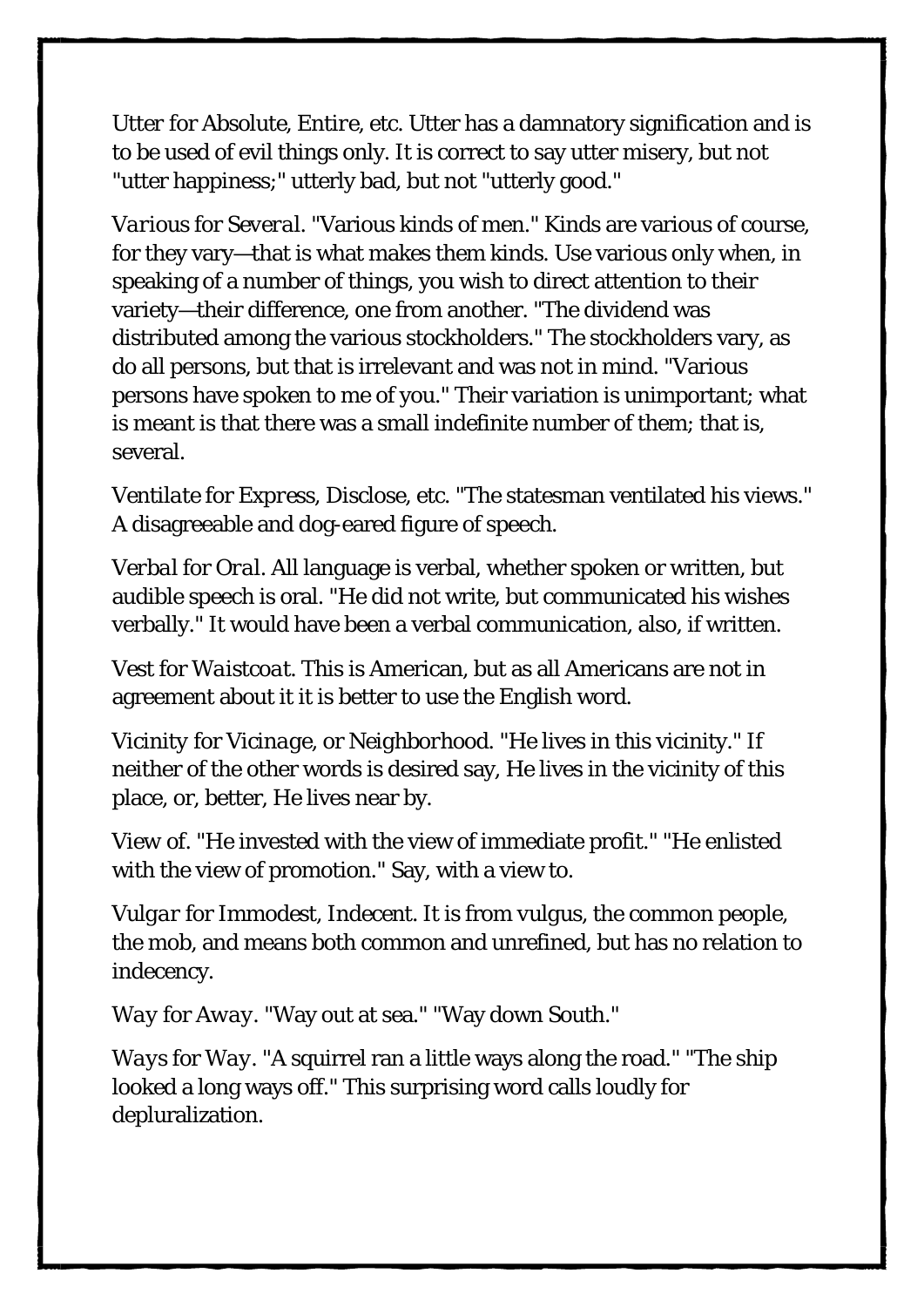*Utter* for *Absolute, Entire,* etc. Utter has a damnatory signification and is to be used of evil things only. It is correct to say utter misery, but not "utter happiness;" utterly bad, but not "utterly good."

*Various* for *Several*. "Various kinds of men." Kinds are various of course, for they vary—that is what makes them kinds. Use various only when, in speaking of a number of things, you wish to direct attention to their variety—their difference, one from another. "The dividend was distributed among the various stockholders." The stockholders vary, as do all persons, but that is irrelevant and was not in mind. "Various persons have spoken to me of you." Their variation is unimportant; what is meant is that there was a small indefinite number of them; that is, several.

*Ventilate* for *Express, Disclose,* etc. "The statesman ventilated his views." A disagreeable and dog-eared figure of speech.

*Verbal* for *Oral*. All language is verbal, whether spoken or written, but audible speech is oral. "He did not write, but communicated his wishes verbally." It would have been a verbal communication, also, if written.

*Vest* for *Waistcoat*. This is American, but as all Americans are not in agreement about it it is better to use the English word.

*Vicinity* for *Vicinage*, or *Neighborhood*. "He lives in this vicinity." If neither of the other words is desired say, He lives in the vicinity of this place, or, better, He lives near by.

*View of*. "He invested with the view of immediate profit." "He enlisted with the view of promotion." Say, with a view to.

*Vulgar* for *Immodest, Indecent*. It is from vulgus, the common people, the mob, and means both common and unrefined, but has no relation to indecency.

*Way* for *Away*. "Way out at sea." "Way down South."

*Ways* for *Way*. "A squirrel ran a little ways along the road." "The ship looked a long ways off." This surprising word calls loudly for depluralization.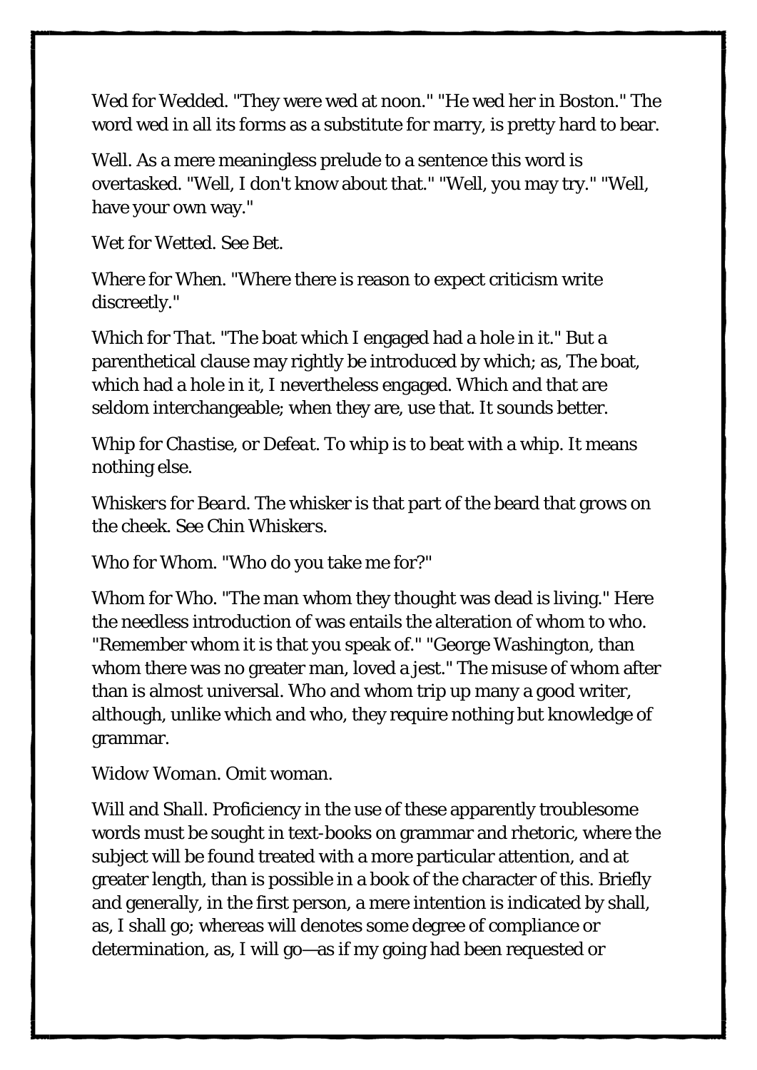*Wed* for *Wedded*. "They were wed at noon." "He wed her in Boston." The word wed in all its forms as a substitute for marry, is pretty hard to bear.

*Well*. As a mere meaningless prelude to a sentence this word is overtasked. "Well, I don't know about that." "Well, you may try." "Well, have your own way."

*Wet* for *Wetted*. See *Bet*.

*Where* for *When*. "Where there is reason to expect criticism write discreetly."

*Which* for *That*. "The boat which I engaged had a hole in it." But a parenthetical clause may rightly be introduced by which; as, The boat, which had a hole in it, I nevertheless engaged. Which and that are seldom interchangeable; when they are, use that. It sounds better.

*Whip* for *Chastise*, or *Defeat*. To whip is to beat with a whip. It means nothing else.

*Whiskers* for *Beard*. The whisker is that part of the beard that grows on the cheek. See *Chin Whiskers*.

*Who* for *Whom*. "Who do you take me for?"

*Whom* for *Who*. "The man whom they thought was dead is living." Here the needless introduction of was entails the alteration of whom to who. "Remember whom it is that you speak of." "George Washington, than whom there was no greater man, loved a jest." The misuse of whom after than is almost universal. Who and whom trip up many a good writer, although, unlike which and who, they require nothing but knowledge of grammar.

*Widow Woman*. Omit woman.

*Will* and *Shall*. Proficiency in the use of these apparently troublesome words must be sought in text-books on grammar and rhetoric, where the subject will be found treated with a more particular attention, and at greater length, than is possible in a book of the character of this. Briefly and generally, in the first person, a mere intention is indicated by shall, as, I shall go; whereas will denotes some degree of compliance or determination, as, I will go—as if my going had been requested or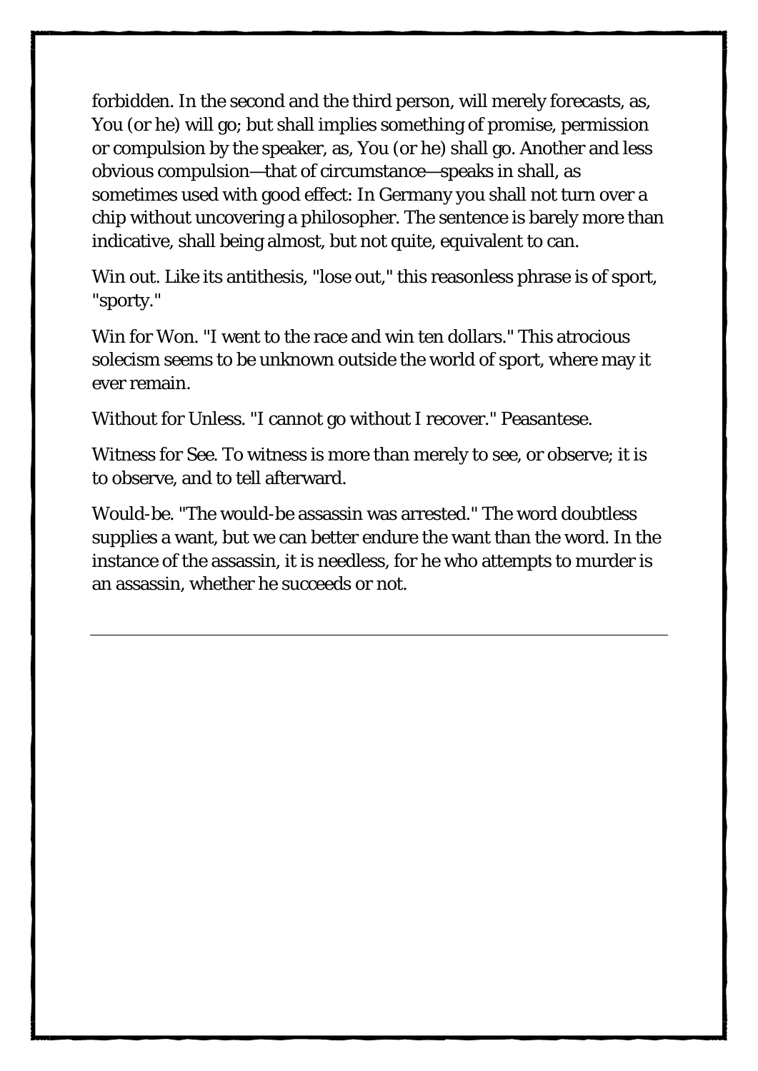forbidden. In the second and the third person, will merely forecasts, as, You (or he) will go; but shall implies something of promise, permission or compulsion by the speaker, as, You (or he) shall go. Another and less obvious compulsion—that of circumstance—speaks in shall, as sometimes used with good effect: In Germany you shall not turn over a chip without uncovering a philosopher. The sentence is barely more than indicative, shall being almost, but not quite, equivalent to can.

Win out. Like its antithesis, "lose out," this reasonless phrase is of sport, "sporty."

Win for Won. "I went to the race and win ten dollars." This atrocious solecism seems to be unknown outside the world of sport, where may it ever remain.

Without for Unless. "I cannot go without I recover." Peasantese.

Witness for See. To witness is more than merely to see, or observe; it is to observe, and to tell afterward.

Would-be. "The would-be assassin was arrested." The word doubtless supplies a want, but we can better endure the want than the word. In the instance of the assassin, it is needless, for he who attempts to murder is an assassin, whether he succeeds or not.

---